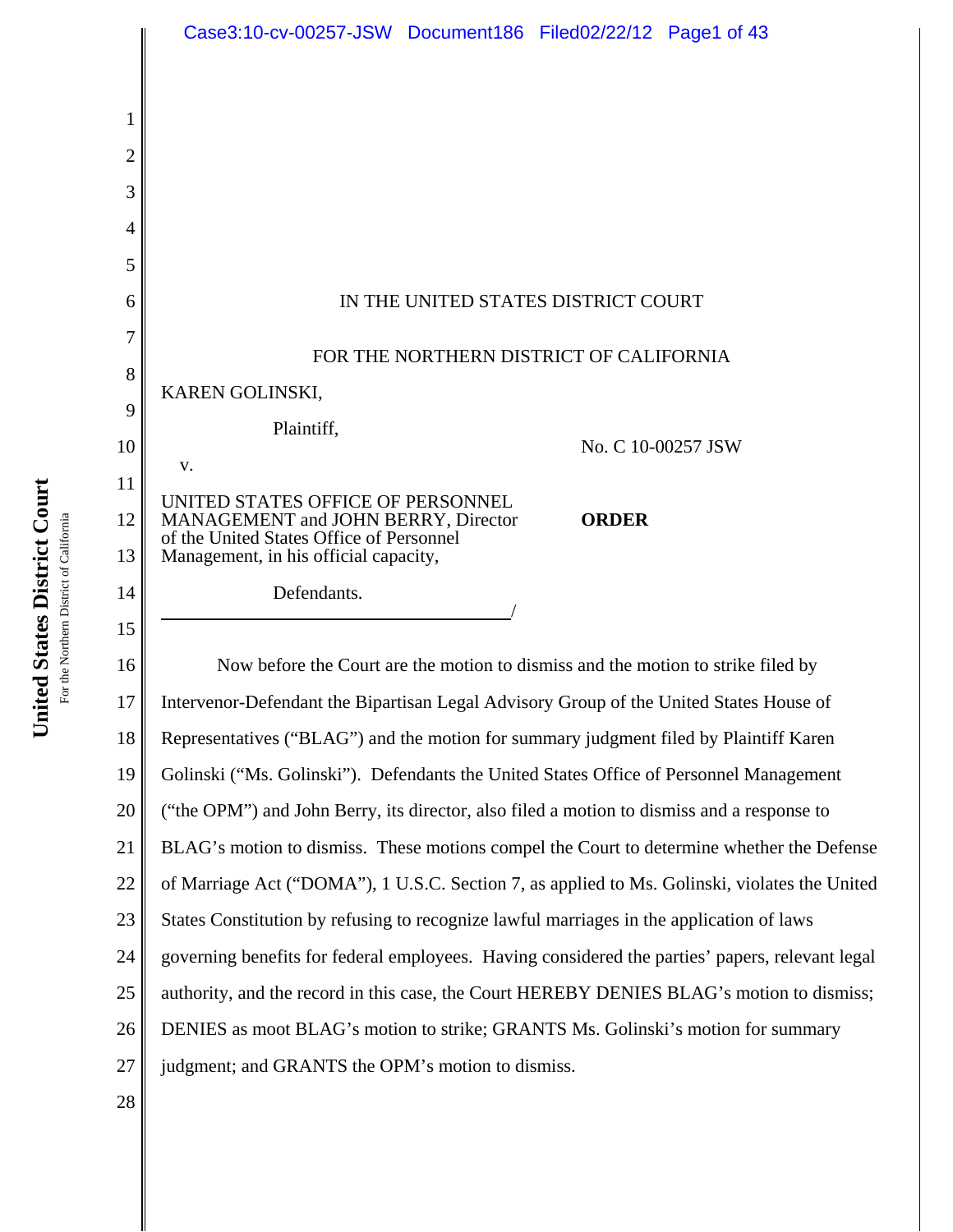IN THE UNITED STATES DISTRICT COURT

FOR THE NORTHERN DISTRICT OF CALIFORNIA

KAREN GOLINSKI,

Plaintiff,

v.

UNITED STATES OFFICE OF PERSONNEL MANAGEMENT and JOHN BERRY, Director of the United States Office of Personnel Management, in his official capacity,

Defendants.

/

No. C 10-00257 JSW

**ORDER**

Now before the Court are the motion to dismiss and the motion to strike filed by Intervenor-Defendant the Bipartisan Legal Advisory Group of the United States House of Representatives ("BLAG") and the motion for summary judgment filed by Plaintiff Karen Golinski ("Ms. Golinski"). Defendants the United States Office of Personnel Management ("the OPM") and John Berry, its director, also filed a motion to dismiss and a response to BLAG's motion to dismiss. These motions compel the Court to determine whether the Defense of Marriage Act ("DOMA"), 1 U.S.C. Section 7, as applied to Ms. Golinski, violates the United States Constitution by refusing to recognize lawful marriages in the application of laws governing benefits for federal employees. Having considered the parties' papers, relevant legal authority, and the record in this case, the Court HEREBY DENIES BLAG's motion to dismiss; DENIES as moot BLAG's motion to strike; GRANTS Ms. Golinski's motion for summary judgment; and GRANTS the OPM's motion to dismiss.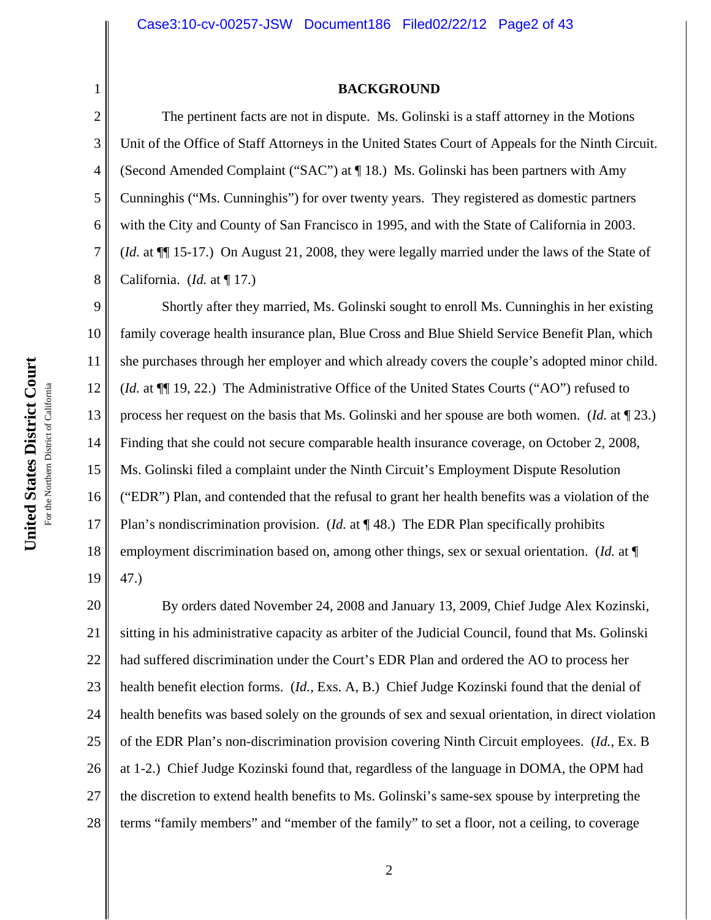## BACKGROUND

The pertinent facts are not in dispute. Ms. Golinski is a staff attorney in the Motions Unit of the Office of Staff Attorneys in the United States Court of Appeals for the Ninth Circuit. (Second Amended Complaint ("SAC") at ¶ 18.) Ms. Golinski has been partners with Amy Cunninghis ("Ms. Cunninghis") for over twenty years. They registered as domestic partners with the City and County of San Francisco in 1995, and with the State of California in 2003. (*Id.* at ¶¶ 15-17.) On August 21, 2008, they were legally married under the laws of the State of California. (*Id.* at ¶ 17.)

Shortly after they married, Ms. Golinski sought to enroll Ms. Cunninghis in her existing family coverage health insurance plan, Blue Cross and Blue Shield Service Benefit Plan, which she purchases through her employer and which already covers the couple's adopted minor child. (*Id.* at ¶¶ 19, 22.) The Administrative Office of the United States Courts ("AO") refused to process her request on the basis that Ms. Golinski and her spouse are both women. (*Id.* at ¶ 23.) Finding that she could not secure comparable health insurance coverage, on October 2, 2008, Ms. Golinski filed a complaint under the Ninth Circuit's Employment Dispute Resolution ("EDR") Plan, and contended that the refusal to grant her health benefits was a violation of the Plan's nondiscrimination provision. (*Id.* at ¶ 48.) The EDR Plan specifically prohibits employment discrimination based on, among other things, sex or sexual orientation. (*Id.* at ¶ 47.)

By orders dated November 24, 2008 and January 13, 2009, Chief Judge Alex Kozinski, sitting in his administrative capacity as arbiter of the Judicial Council, found that Ms. Golinski had suffered discrimination under the Court's EDR Plan and ordered the AO to process her health benefit election forms. (*Id.*, Exs. A, B.) Chief Judge Kozinski found that the denial of health benefits was based solely on the grounds of sex and sexual orientation, in direct violation of the EDR Plan's non-discrimination provision covering Ninth Circuit employees. (*Id.*, Ex. B at 1-2.) Chief Judge Kozinski found that, regardless of the language in DOMA, the OPM had the discretion to extend health benefits to Ms. Golinski's same-sex spouse by interpreting the terms "family members" and "member of the family" to set a floor, not a ceiling, to coverage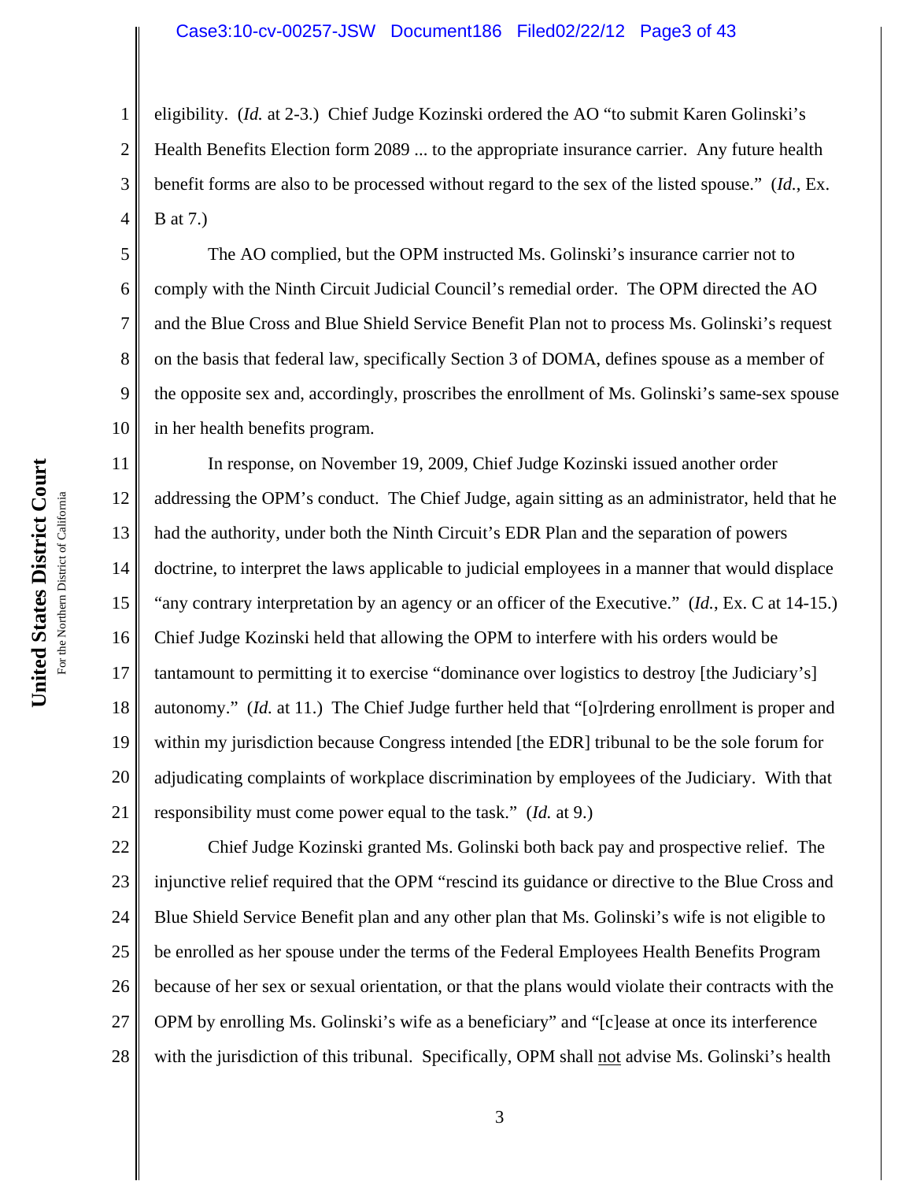eligibility. (*Id.* at 2-3.) Chief Judge Kozinski ordered the AO "to submit Karen Golinski's Health Benefits Election form 2089 ... to the appropriate insurance carrier. Any future health benefit forms are also to be processed without regard to the sex of the listed spouse." (*Id.*, Ex. B at 7.)

The AO complied, but the OPM instructed Ms. Golinski's insurance carrier not to comply with the Ninth Circuit Judicial Council's remedial order. The OPM directed the AO and the Blue Cross and Blue Shield Service Benefit Plan not to process Ms. Golinski's request on the basis that federal law, specifically Section 3 of DOMA, defines spouse as a member of the opposite sex and, accordingly, proscribes the enrollment of Ms. Golinski's same-sex spouse in her health benefits program.

In response, on November 19, 2009, Chief Judge Kozinski issued another order addressing the OPM's conduct. The Chief Judge, again sitting as an administrator, held that he had the authority, under both the Ninth Circuit's EDR Plan and the separation of powers doctrine, to interpret the laws applicable to judicial employees in a manner that would displace "any contrary interpretation by an agency or an officer of the Executive." (*Id.*, Ex. C at 14-15.) Chief Judge Kozinski held that allowing the OPM to interfere with his orders would be tantamount to permitting it to exercise "dominance over logistics to destroy [the Judiciary's] autonomy." (*Id.* at 11.) The Chief Judge further held that "[o]rdering enrollment is proper and within my jurisdiction because Congress intended [the EDR] tribunal to be the sole forum for adjudicating complaints of workplace discrimination by employees of the Judiciary. With that responsibility must come power equal to the task." (*Id.* at 9.)

Chief Judge Kozinski granted Ms. Golinski both back pay and prospective relief. The injunctive relief required that the OPM "rescind its guidance or directive to the Blue Cross and Blue Shield Service Benefit plan and any other plan that Ms. Golinski's wife is not eligible to be enrolled as her spouse under the terms of the Federal Employees Health Benefits Program because of her sex or sexual orientation, or that the plans would violate their contracts with the OPM by enrolling Ms. Golinski's wife as a beneficiary" and "[c]ease at once its interference with the jurisdiction of this tribunal. Specifically, OPM shall not advise Ms. Golinski's health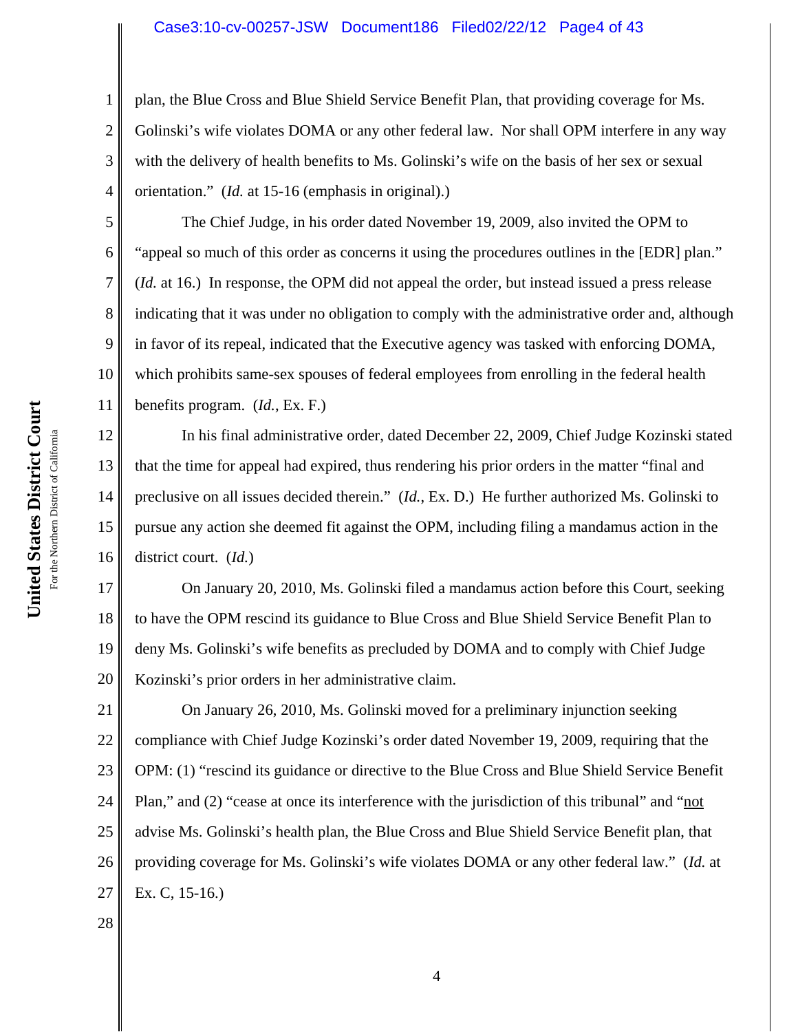plan, the Blue Cross and Blue Shield Service Benefit Plan, that providing coverage for Ms. Golinski's wife violates DOMA or any other federal law. Nor shall OPM interfere in any way with the delivery of health benefits to Ms. Golinski's wife on the basis of her sex or sexual orientation." (*Id.* at 15-16 (emphasis in original).)

The Chief Judge, in his order dated November 19, 2009, also invited the OPM to "appeal so much of this order as concerns it using the procedures outlines in the [EDR] plan." (*Id.* at 16.) In response, the OPM did not appeal the order, but instead issued a press release indicating that it was under no obligation to comply with the administrative order and, although in favor of its repeal, indicated that the Executive agency was tasked with enforcing DOMA, which prohibits same-sex spouses of federal employees from enrolling in the federal health benefits program. (*Id.*, Ex. F.)

In his final administrative order, dated December 22, 2009, Chief Judge Kozinski stated that the time for appeal had expired, thus rendering his prior orders in the matter "final and preclusive on all issues decided therein." (*Id.*, Ex. D.) He further authorized Ms. Golinski to pursue any action she deemed fit against the OPM, including filing a mandamus action in the district court. (*Id.*)

On January 20, 2010, Ms. Golinski filed a mandamus action before this Court, seeking to have the OPM rescind its guidance to Blue Cross and Blue Shield Service Benefit Plan to deny Ms. Golinski's wife benefits as precluded by DOMA and to comply with Chief Judge Kozinski's prior orders in her administrative claim.

On January 26, 2010, Ms. Golinski moved for a preliminary injunction seeking compliance with Chief Judge Kozinski's order dated November 19, 2009, requiring that the OPM: (1) "rescind its guidance or directive to the Blue Cross and Blue Shield Service Benefit Plan," and (2) "cease at once its interference with the jurisdiction of this tribunal" and "<u>not</u> advise Ms. Golinski's health plan, the Blue Cross and Blue Shield Service Benefit plan, that providing coverage for Ms. Golinski's wife violates DOMA or any other federal law." (*Id.* at Ex. C, 15-16.)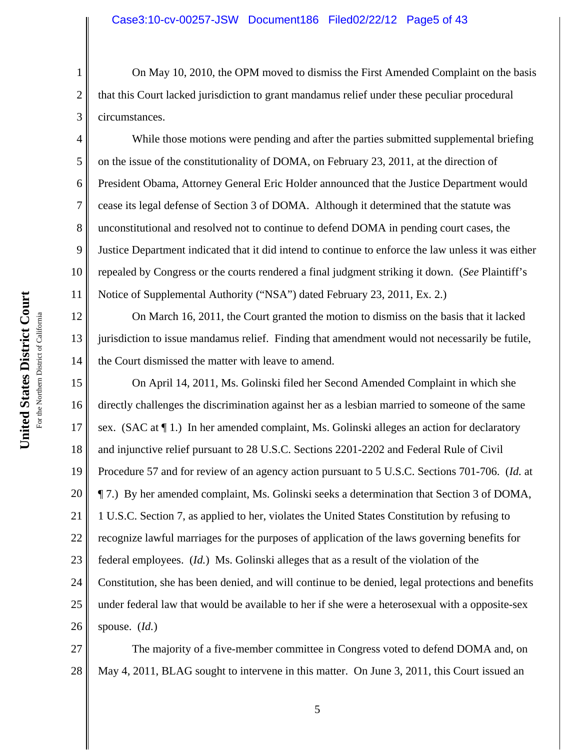On May 10, 2010, the OPM moved to dismiss the First Amended Complaint on the basis that this Court lacked jurisdiction to grant mandamus relief under these peculiar procedural circumstances.

While those motions were pending and after the parties submitted supplemental briefing on the issue of the constitutionality of DOMA, on February 23, 2011, at the direction of President Obama, Attorney General Eric Holder announced that the Justice Department would cease its legal defense of Section 3 of DOMA. Although it determined that the statute was unconstitutional and resolved not to continue to defend DOMA in pending court cases, the Justice Department indicated that it did intend to continue to enforce the law unless it was either repealed by Congress or the courts rendered a final judgment striking it down. (*See* Plaintiff's Notice of Supplemental Authority ("NSA") dated February 23, 2011, Ex. 2.)

On March 16, 2011, the Court granted the motion to dismiss on the basis that it lacked jurisdiction to issue mandamus relief. Finding that amendment would not necessarily be futile, the Court dismissed the matter with leave to amend.

On April 14, 2011, Ms. Golinski filed her Second Amended Complaint in which she directly challenges the discrimination against her as a lesbian married to someone of the same sex. (SAC at ¶ 1.) In her amended complaint, Ms. Golinski alleges an action for declaratory and injunctive relief pursuant to 28 U.S.C. Sections 2201-2202 and Federal Rule of Civil Procedure 57 and for review of an agency action pursuant to 5 U.S.C. Sections 701-706. (*Id.* at ¶ 7.) By her amended complaint, Ms. Golinski seeks a determination that Section 3 of DOMA, 1 U.S.C. Section 7, as applied to her, violates the United States Constitution by refusing to recognize lawful marriages for the purposes of application of the laws governing benefits for federal employees. (*Id.*) Ms. Golinski alleges that as a result of the violation of the Constitution, she has been denied, and will continue to be denied, legal protections and benefits under federal law that would be available to her if she were a heterosexual with a opposite-sex spouse. (*Id.*)

The majority of a five-member committee in Congress voted to defend DOMA and, on May 4, 2011, BLAG sought to intervene in this matter. On June 3, 2011, this Court issued an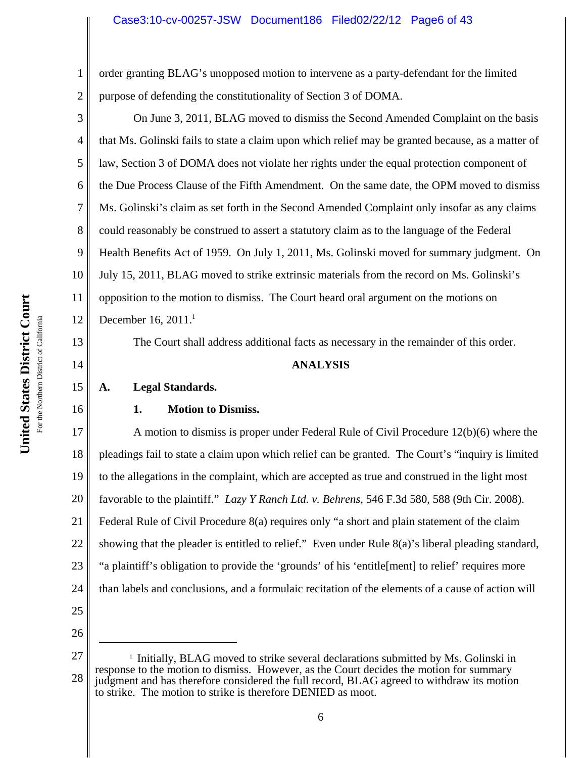order granting BLAG's unopposed motion to intervene as a party-defendant for the limited purpose of defending the constitutionality of Section 3 of DOMA.

On June 3, 2011, BLAG moved to dismiss the Second Amended Complaint on the basis that Ms. Golinski fails to state a claim upon which relief may be granted because, as a matter of law, Section 3 of DOMA does not violate her rights under the equal protection component of the Due Process Clause of the Fifth Amendment. On the same date, the OPM moved to dismiss Ms. Golinski's claim as set forth in the Second Amended Complaint only insofar as any claims could reasonably be construed to assert a statutory claim as to the language of the Federal Health Benefits Act of 1959. On July 1, 2011, Ms. Golinski moved for summary judgment. On July 15, 2011, BLAG moved to strike extrinsic materials from the record on Ms. Golinski's opposition to the motion to dismiss. The Court heard oral argument on the motions on December 16, 2011.[1]

The Court shall address additional facts as necessary in the remainder of this order.

## ANALYSIS

### A. Legal Standards.

#### 1. Motion to Dismiss.

A motion to dismiss is proper under Federal Rule of Civil Procedure 12(b)(6) where the pleadings fail to state a claim upon which relief can be granted. The Court's "inquiry is limited to the allegations in the complaint, which are accepted as true and construed in the light most favorable to the plaintiff." *Lazy Y Ranch Ltd. v. Behrens*, 546 F.3d 580, 588 (9th Cir. 2008). Federal Rule of Civil Procedure 8(a) requires only "a short and plain statement of the claim showing that the pleader is entitled to relief." Even under Rule 8(a)'s liberal pleading standard, "a plaintiff's obligation to provide the 'grounds' of his 'entitle[ment] to relief' requires more than labels and conclusions, and a formulaic recitation of the elements of a cause of action will

[1] Initially, BLAG moved to strike several declarations submitted by Ms. Golinski in response to the motion to dismiss. However, as the Court decides the motion for summary judgment and has therefore considered the full record, BLAG agreed to withdraw its motion to strike. The motion to strike is therefore DENIED as moot.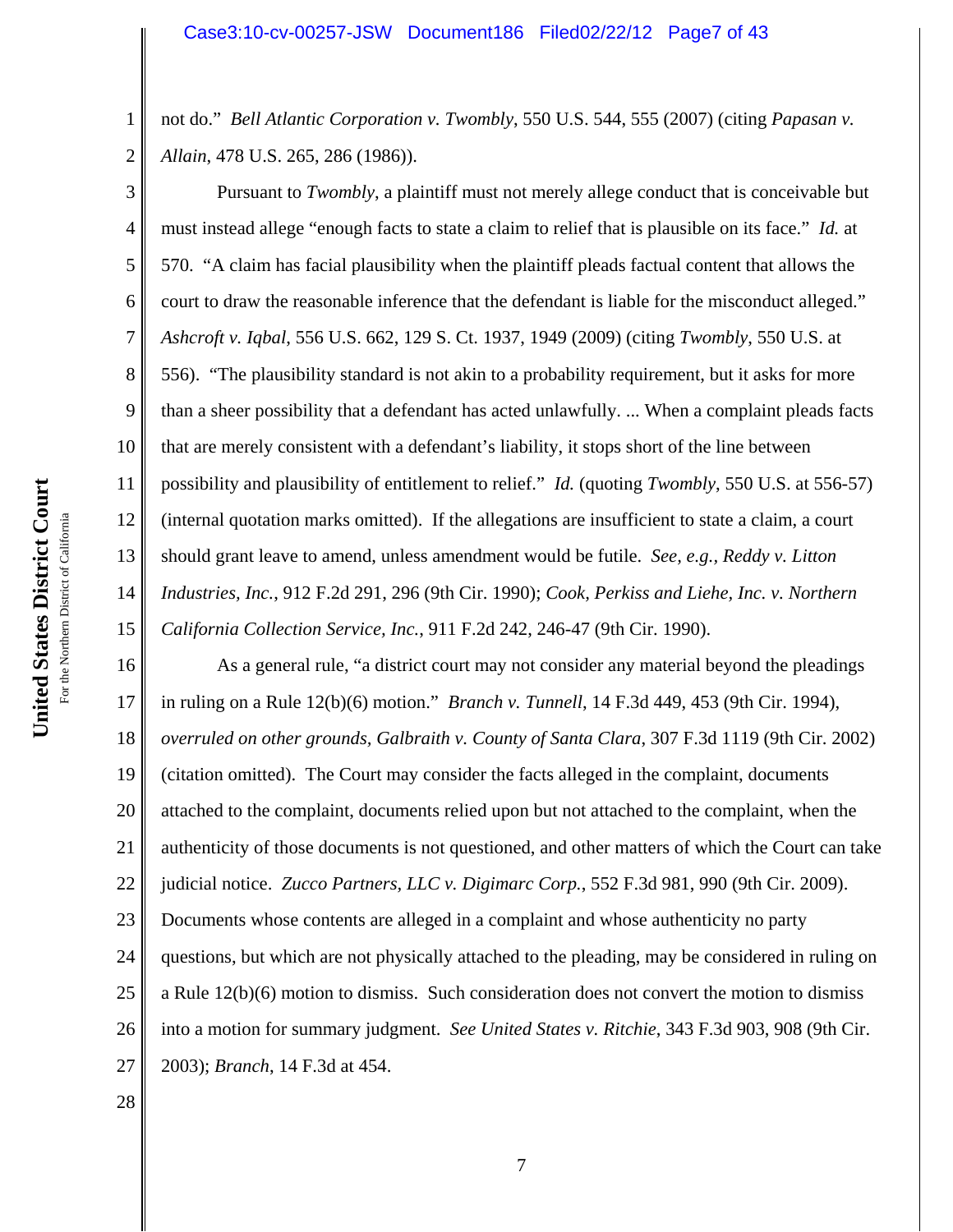not do." *Bell Atlantic Corporation v. Twombly*, 550 U.S. 544, 555 (2007) (citing *Papasan v. Allain*, 478 U.S. 265, 286 (1986)).

Pursuant to *Twombly*, a plaintiff must not merely allege conduct that is conceivable but must instead allege "enough facts to state a claim to relief that is plausible on its face." *Id.* at 570. "A claim has facial plausibility when the plaintiff pleads factual content that allows the court to draw the reasonable inference that the defendant is liable for the misconduct alleged." *Ashcroft v. Iqbal*, 556 U.S. 662, 129 S. Ct. 1937, 1949 (2009) (citing *Twombly*, 550 U.S. at 556). "The plausibility standard is not akin to a probability requirement, but it asks for more than a sheer possibility that a defendant has acted unlawfully. ... When a complaint pleads facts that are merely consistent with a defendant's liability, it stops short of the line between possibility and plausibility of entitlement to relief." *Id.* (quoting *Twombly*, 550 U.S. at 556-57) (internal quotation marks omitted). If the allegations are insufficient to state a claim, a court should grant leave to amend, unless amendment would be futile. *See, e.g., Reddy v. Litton Industries, Inc.*, 912 F.2d 291, 296 (9th Cir. 1990); *Cook, Perkiss and Liehe, Inc. v. Northern California Collection Service, Inc.*, 911 F.2d 242, 246-47 (9th Cir. 1990).

As a general rule, "a district court may not consider any material beyond the pleadings in ruling on a Rule 12(b)(6) motion." *Branch v. Tunnell*, 14 F.3d 449, 453 (9th Cir. 1994), *overruled on other grounds, Galbraith v. County of Santa Clara*, 307 F.3d 1119 (9th Cir. 2002) (citation omitted). The Court may consider the facts alleged in the complaint, documents attached to the complaint, documents relied upon but not attached to the complaint, when the authenticity of those documents is not questioned, and other matters of which the Court can take judicial notice. *Zucco Partners, LLC v. Digimarc Corp.*, 552 F.3d 981, 990 (9th Cir. 2009). Documents whose contents are alleged in a complaint and whose authenticity no party questions, but which are not physically attached to the pleading, may be considered in ruling on a Rule 12(b)(6) motion to dismiss. Such consideration does not convert the motion to dismiss into a motion for summary judgment. *See United States v. Ritchie*, 343 F.3d 903, 908 (9th Cir. 2003); *Branch*, 14 F.3d at 454.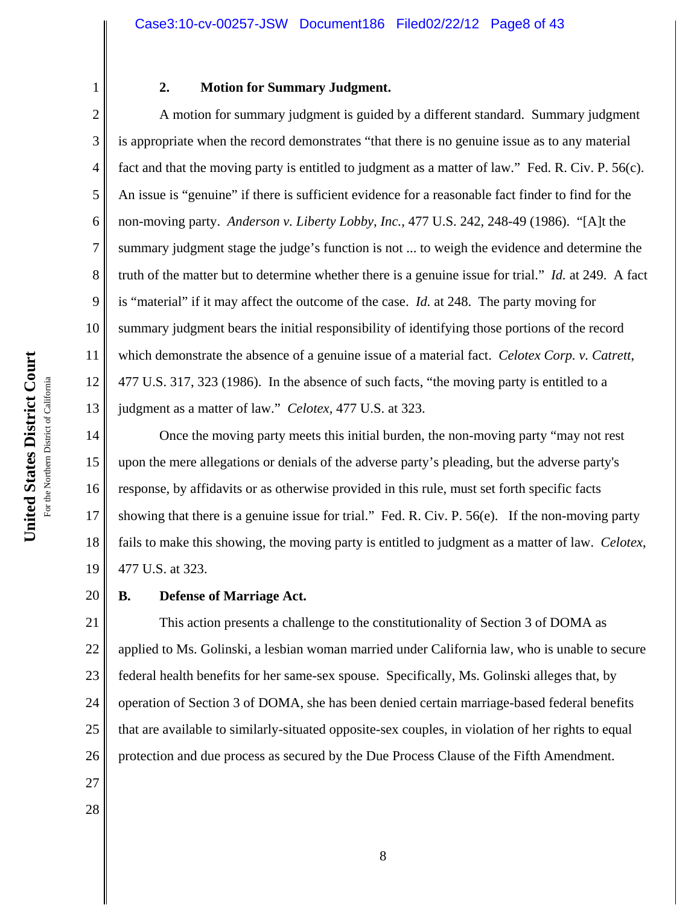### 2. Motion for Summary Judgment.

A motion for summary judgment is guided by a different standard. Summary judgment is appropriate when the record demonstrates "that there is no genuine issue as to any material fact and that the moving party is entitled to judgment as a matter of law." Fed. R. Civ. P. 56(c). An issue is "genuine" if there is sufficient evidence for a reasonable fact finder to find for the non-moving party. *Anderson v. Liberty Lobby, Inc.*, 477 U.S. 242, 248-49 (1986). "[A]t the summary judgment stage the judge's function is not ... to weigh the evidence and determine the truth of the matter but to determine whether there is a genuine issue for trial." *Id.* at 249. A fact is "material" if it may affect the outcome of the case. *Id.* at 248. The party moving for summary judgment bears the initial responsibility of identifying those portions of the record which demonstrate the absence of a genuine issue of a material fact. *Celotex Corp. v. Catrett*, 477 U.S. 317, 323 (1986). In the absence of such facts, "the moving party is entitled to a judgment as a matter of law." *Celotex*, 477 U.S. at 323.

Once the moving party meets this initial burden, the non-moving party "may not rest upon the mere allegations or denials of the adverse party's pleading, but the adverse party's response, by affidavits or as otherwise provided in this rule, must set forth specific facts showing that there is a genuine issue for trial." Fed. R. Civ. P. 56(e). If the non-moving party fails to make this showing, the moving party is entitled to judgment as a matter of law. *Celotex*, 477 U.S. at 323.

## B. Defense of Marriage Act.

This action presents a challenge to the constitutionality of Section 3 of DOMA as applied to Ms. Golinski, a lesbian woman married under California law, who is unable to secure federal health benefits for her same-sex spouse. Specifically, Ms. Golinski alleges that, by operation of Section 3 of DOMA, she has been denied certain marriage-based federal benefits that are available to similarly-situated opposite-sex couples, in violation of her rights to equal protection and due process as secured by the Due Process Clause of the Fifth Amendment.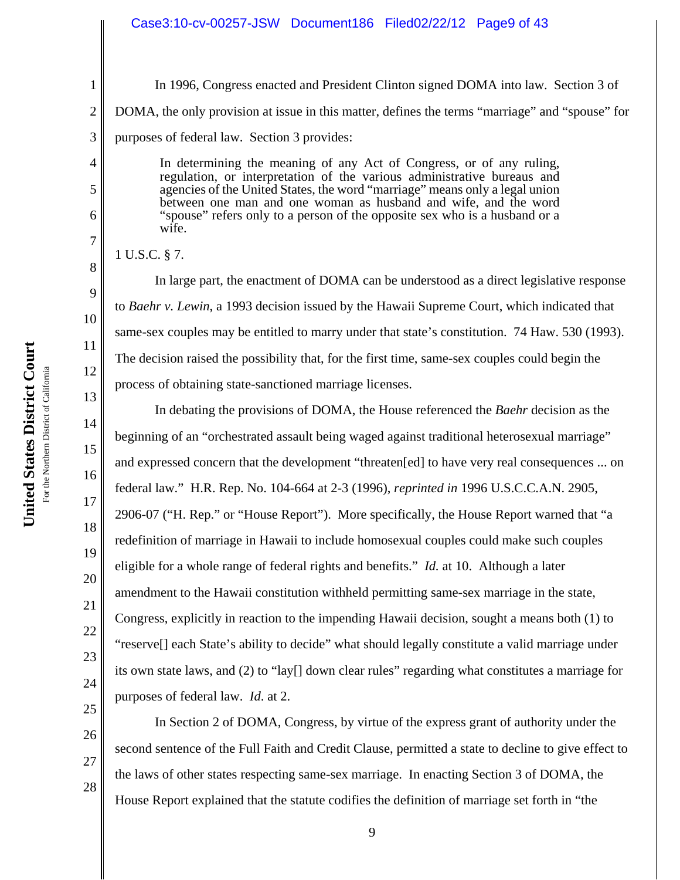In 1996, Congress enacted and President Clinton signed DOMA into law. Section 3 of DOMA, the only provision at issue in this matter, defines the terms "marriage" and "spouse" for purposes of federal law. Section 3 provides:

> In determining the meaning of any Act of Congress, or of any ruling, regulation, or interpretation of the various administrative bureaus and agencies of the United States, the word "marriage" means only a legal union between one man and one woman as husband and wife, and the word "spouse" refers only to a person of the opposite sex who is a husband or a wife.

1 U.S.C. § 7.

In large part, the enactment of DOMA can be understood as a direct legislative response to *Baehr v. Lewin*, a 1993 decision issued by the Hawaii Supreme Court, which indicated that same-sex couples may be entitled to marry under that state's constitution. 74 Haw. 530 (1993). The decision raised the possibility that, for the first time, same-sex couples could begin the process of obtaining state-sanctioned marriage licenses.

In debating the provisions of DOMA, the House referenced the *Baehr* decision as the beginning of an "orchestrated assault being waged against traditional heterosexual marriage" and expressed concern that the development "threaten[ed] to have very real consequences ... on federal law." H.R. Rep. No. 104-664 at 2-3 (1996), *reprinted in* 1996 U.S.C.C.A.N. 2905, 2906-07 ("H. Rep." or "House Report"). More specifically, the House Report warned that "a redefinition of marriage in Hawaii to include homosexual couples could make such couples eligible for a whole range of federal rights and benefits." *Id.* at 10. Although a later amendment to the Hawaii constitution withheld permitting same-sex marriage in the state, Congress, explicitly in reaction to the impending Hawaii decision, sought a means both (1) to "reserve[] each State's ability to decide" what should legally constitute a valid marriage under its own state laws, and (2) to "lay[] down clear rules" regarding what constitutes a marriage for purposes of federal law. *Id.* at 2.

In Section 2 of DOMA, Congress, by virtue of the express grant of authority under the second sentence of the Full Faith and Credit Clause, permitted a state to decline to give effect to the laws of other states respecting same-sex marriage. In enacting Section 3 of DOMA, the House Report explained that the statute codifies the definition of marriage set forth in "the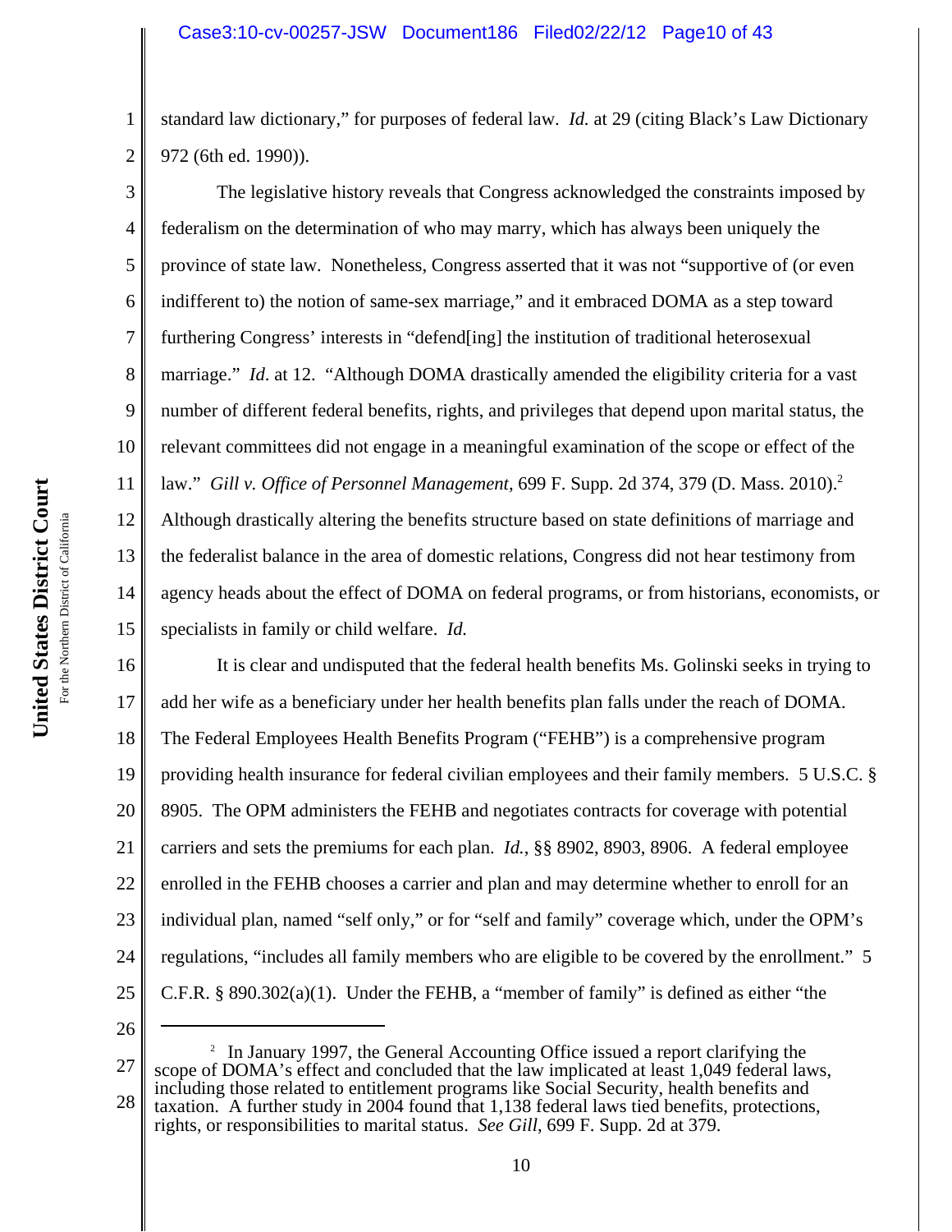standard law dictionary," for purposes of federal law. *Id.* at 29 (citing Black's Law Dictionary 972 (6th ed. 1990)).

The legislative history reveals that Congress acknowledged the constraints imposed by federalism on the determination of who may marry, which has always been uniquely the province of state law. Nonetheless, Congress asserted that it was not "supportive of (or even indifferent to) the notion of same-sex marriage," and it embraced DOMA as a step toward furthering Congress' interests in "defend[ing] the institution of traditional heterosexual marriage." *Id.* at 12. "Although DOMA drastically amended the eligibility criteria for a vast number of different federal benefits, rights, and privileges that depend upon marital status, the relevant committees did not engage in a meaningful examination of the scope or effect of the law." *Gill v. Office of Personnel Management*, 699 F. Supp. 2d 374, 379 (D. Mass. 2010).[2] Although drastically altering the benefits structure based on state definitions of marriage and the federalist balance in the area of domestic relations, Congress did not hear testimony from agency heads about the effect of DOMA on federal programs, or from historians, economists, or specialists in family or child welfare. *Id.*

It is clear and undisputed that the federal health benefits Ms. Golinski seeks in trying to add her wife as a beneficiary under her health benefits plan falls under the reach of DOMA. The Federal Employees Health Benefits Program ("FEHB") is a comprehensive program providing health insurance for federal civilian employees and their family members. 5 U.S.C. § 8905. The OPM administers the FEHB and negotiates contracts for coverage with potential carriers and sets the premiums for each plan. *Id.*, §§ 8902, 8903, 8906. A federal employee enrolled in the FEHB chooses a carrier and plan and may determine whether to enroll for an individual plan, named "self only," or for "self and family" coverage which, under the OPM's regulations, "includes all family members who are eligible to be covered by the enrollment." 5 C.F.R. § 890.302(a)(1). Under the FEHB, a "member of family" is defined as either "the

---

[2] In January 1997, the General Accounting Office issued a report clarifying the scope of DOMA's effect and concluded that the law implicated at least 1,049 federal laws, including those related to entitlement programs like Social Security, health benefits and taxation. A further study in 2004 found that 1,138 federal laws tied benefits, protections, rights, or responsibilities to marital status. *See Gill*, 699 F. Supp. 2d at 379.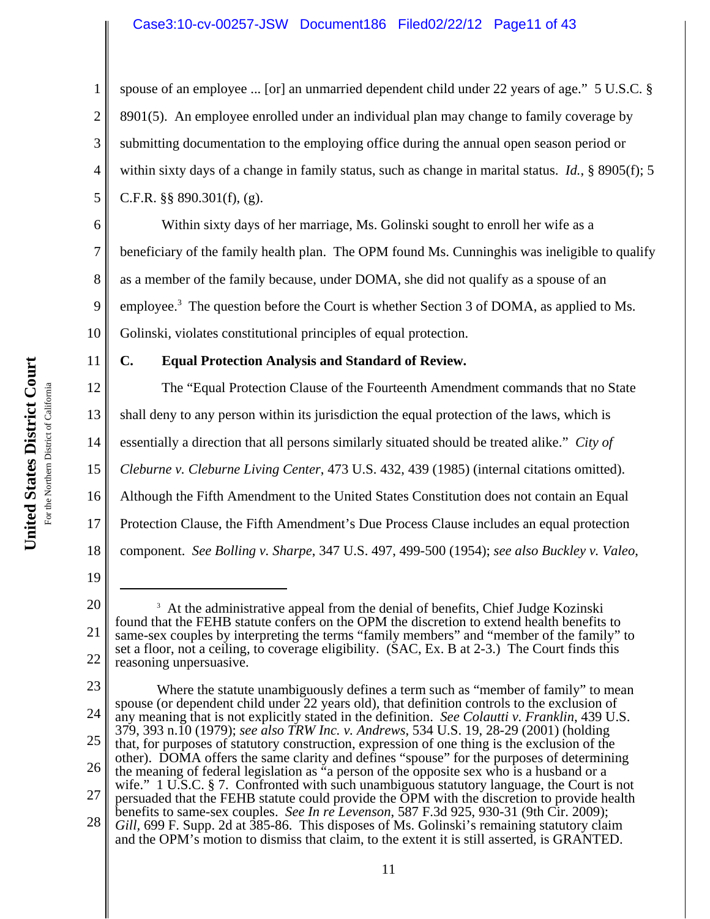spouse of an employee ... [or] an unmarried dependent child under 22 years of age." 5 U.S.C. § 8901(5). An employee enrolled under an individual plan may change to family coverage by submitting documentation to the employing office during the annual open season period or within sixty days of a change in family status, such as change in marital status. *Id.*, § 8905(f); 5 C.F.R. §§ 890.301(f), (g).

Within sixty days of her marriage, Ms. Golinski sought to enroll her wife as a beneficiary of the family health plan. The OPM found Ms. Cunninghis was ineligible to qualify as a member of the family because, under DOMA, she did not qualify as a spouse of an employee.[3] The question before the Court is whether Section 3 of DOMA, as applied to Ms. Golinski, violates constitutional principles of equal protection.

### C. Equal Protection Analysis and Standard of Review.

The "Equal Protection Clause of the Fourteenth Amendment commands that no State shall deny to any person within its jurisdiction the equal protection of the laws, which is essentially a direction that all persons similarly situated should be treated alike." *City of Cleburne v. Cleburne Living Center*, 473 U.S. 432, 439 (1985) (internal citations omitted). Although the Fifth Amendment to the United States Constitution does not contain an Equal Protection Clause, the Fifth Amendment's Due Process Clause includes an equal protection component. *See Bolling v. Sharpe*, 347 U.S. 497, 499-500 (1954); *see also Buckley v. Valeo*,

---

[3] At the administrative appeal from the denial of benefits, Chief Judge Kozinski found that the FEHB statute confers on the OPM the discretion to extend health benefits to same-sex couples by interpreting the terms "family members" and "member of the family" to set a floor, not a ceiling, to coverage eligibility. (SAC, Ex. B at 2-3.) The Court finds this reasoning unpersuasive.

Where the statute unambiguously defines a term such as "member of family" to mean spouse (or dependent child under 22 years old), that definition controls to the exclusion of any meaning that is not explicitly stated in the definition. *See Colautti v. Franklin*, 439 U.S. 379, 393 n.10 (1979); *see also TRW Inc. v. Andrews*, 534 U.S. 19, 28-29 (2001) (holding that, for purposes of statutory construction, expression of one thing is the exclusion of the other). DOMA offers the same clarity and defines "spouse" for the purposes of determining the meaning of federal legislation as "a person of the opposite sex who is a husband or a wife." 1 U.S.C. § 7. Confronted with such unambiguous statutory language, the Court is not persuaded that the FEHB statute could provide the OPM with the discretion to provide health benefits to same-sex couples. *See In re Levenson*, 587 F.3d 925, 930-31 (9th Cir. 2009); *Gill*, 699 F. Supp. 2d at 385-86. This disposes of Ms. Golinski's remaining statutory claim and the OPM's motion to dismiss that claim, to the extent it is still asserted, is GRANTED.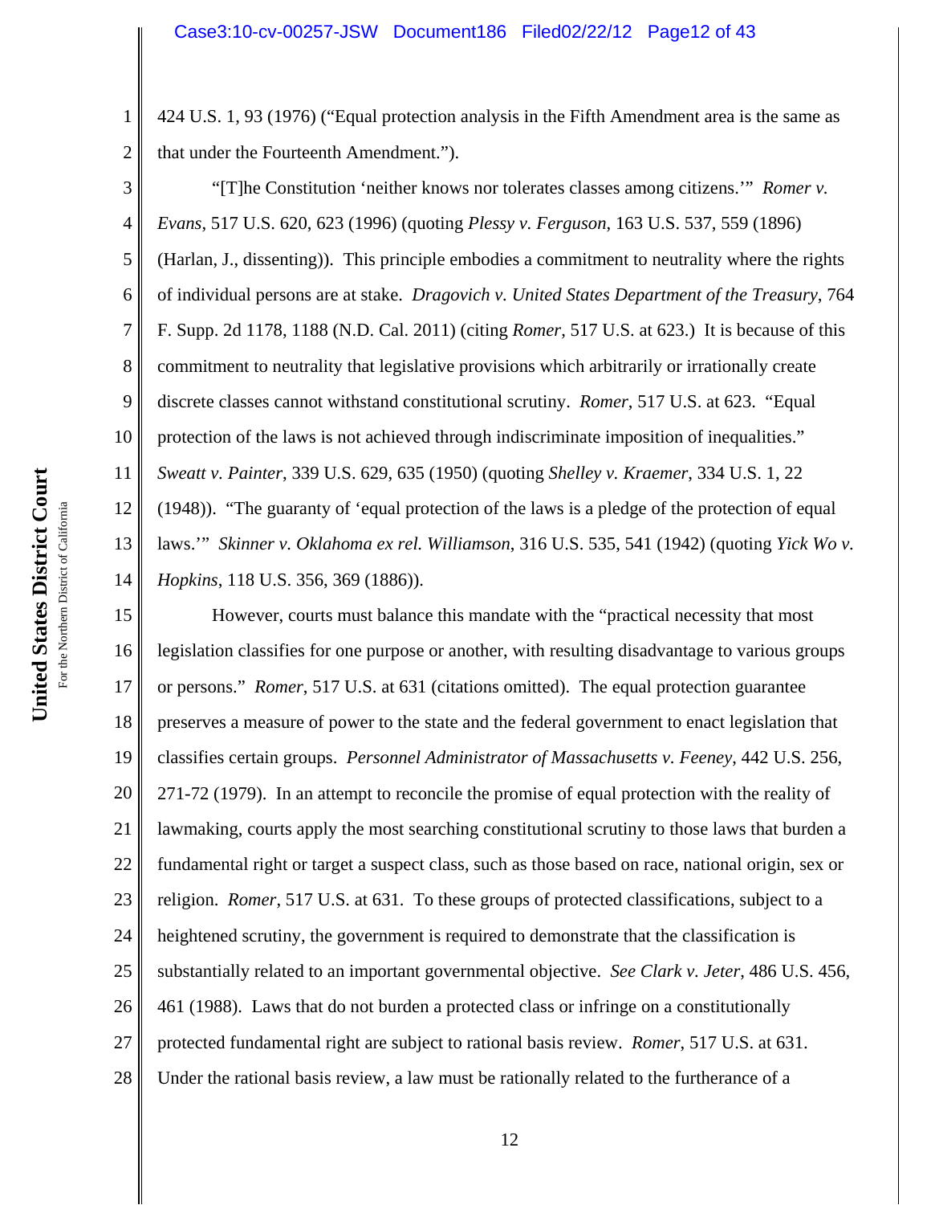424 U.S. 1, 93 (1976) ("Equal protection analysis in the Fifth Amendment area is the same as that under the Fourteenth Amendment.").

"[T]he Constitution 'neither knows nor tolerates classes among citizens.'" *Romer v. Evans*, 517 U.S. 620, 623 (1996) (quoting *Plessy v. Ferguson*, 163 U.S. 537, 559 (1896) (Harlan, J., dissenting)). This principle embodies a commitment to neutrality where the rights of individual persons are at stake. *Dragovich v. United States Department of the Treasury*, 764 F. Supp. 2d 1178, 1188 (N.D. Cal. 2011) (citing *Romer*, 517 U.S. at 623.) It is because of this commitment to neutrality that legislative provisions which arbitrarily or irrationally create discrete classes cannot withstand constitutional scrutiny. *Romer*, 517 U.S. at 623. "Equal protection of the laws is not achieved through indiscriminate imposition of inequalities." *Sweatt v. Painter*, 339 U.S. 629, 635 (1950) (quoting *Shelley v. Kraemer*, 334 U.S. 1, 22 (1948)). "The guaranty of 'equal protection of the laws is a pledge of the protection of equal laws.'" *Skinner v. Oklahoma ex rel. Williamson*, 316 U.S. 535, 541 (1942) (quoting *Yick Wo v. Hopkins*, 118 U.S. 356, 369 (1886)).

However, courts must balance this mandate with the "practical necessity that most legislation classifies for one purpose or another, with resulting disadvantage to various groups or persons." *Romer*, 517 U.S. at 631 (citations omitted). The equal protection guarantee preserves a measure of power to the state and the federal government to enact legislation that classifies certain groups. *Personnel Administrator of Massachusetts v. Feeney*, 442 U.S. 256, 271-72 (1979). In an attempt to reconcile the promise of equal protection with the reality of lawmaking, courts apply the most searching constitutional scrutiny to those laws that burden a fundamental right or target a suspect class, such as those based on race, national origin, sex or religion. *Romer*, 517 U.S. at 631. To these groups of protected classifications, subject to a heightened scrutiny, the government is required to demonstrate that the classification is substantially related to an important governmental objective. *See Clark v. Jeter*, 486 U.S. 456, 461 (1988). Laws that do not burden a protected class or infringe on a constitutionally protected fundamental right are subject to rational basis review. *Romer*, 517 U.S. at 631. Under the rational basis review, a law must be rationally related to the furtherance of a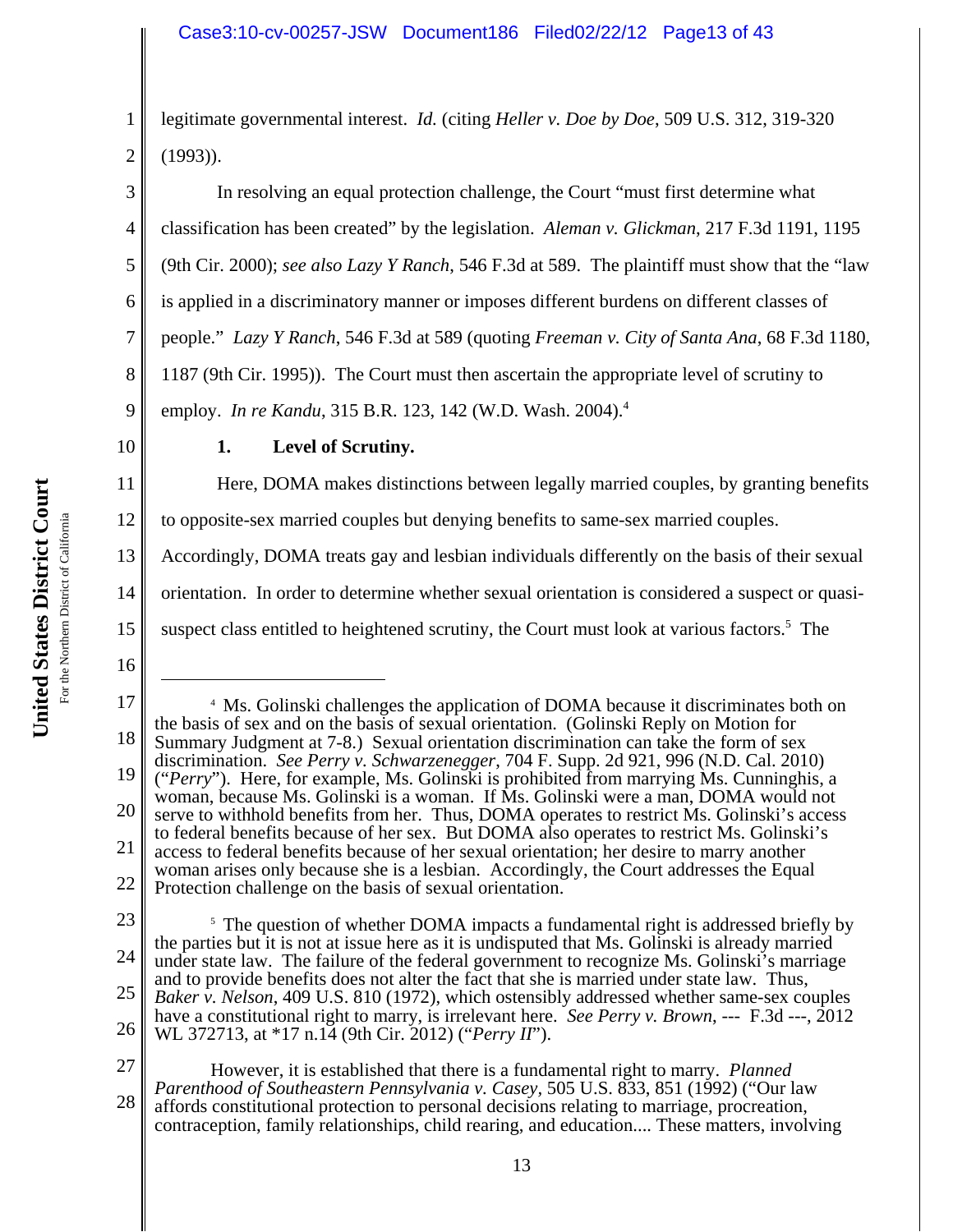legitimate governmental interest. *Id.* (citing *Heller v. Doe by Doe*, 509 U.S. 312, 319-320 (1993)).

In resolving an equal protection challenge, the Court "must first determine what classification has been created" by the legislation. *Aleman v. Glickman*, 217 F.3d 1191, 1195 (9th Cir. 2000); *see also Lazy Y Ranch*, 546 F.3d at 589. The plaintiff must show that the "law is applied in a discriminatory manner or imposes different burdens on different classes of people." *Lazy Y Ranch*, 546 F.3d at 589 (quoting *Freeman v. City of Santa Ana*, 68 F.3d 1180, 1187 (9th Cir. 1995)). The Court must then ascertain the appropriate level of scrutiny to employ. *In re Kandu*, 315 B.R. 123, 142 (W.D. Wash. 2004).[4]

**1. Level of Scrutiny.**

Here, DOMA makes distinctions between legally married couples, by granting benefits to opposite-sex married couples but denying benefits to same-sex married couples. Accordingly, DOMA treats gay and lesbian individuals differently on the basis of their sexual orientation. In order to determine whether sexual orientation is considered a suspect or quasi-suspect class entitled to heightened scrutiny, the Court must look at various factors.[5] The

---

[4] Ms. Golinski challenges the application of DOMA because it discriminates both on the basis of sex and on the basis of sexual orientation. (Golinski Reply on Motion for Summary Judgment at 7-8.) Sexual orientation discrimination can take the form of sex discrimination. *See Perry v. Schwarzenegger*, 704 F. Supp. 2d 921, 996 (N.D. Cal. 2010) ("*Perry*"). Here, for example, Ms. Golinski is prohibited from marrying Ms. Cunninghis, a woman, because Ms. Golinski is a woman. If Ms. Golinski were a man, DOMA would not serve to withhold benefits from her. Thus, DOMA operates to restrict Ms. Golinski's access to federal benefits because of her sex. But DOMA also operates to restrict Ms. Golinski's access to federal benefits because of her sexual orientation; her desire to marry another woman arises only because she is a lesbian. Accordingly, the Court addresses the Equal Protection challenge on the basis of sexual orientation.

[5] The question of whether DOMA impacts a fundamental right is addressed briefly by the parties but it is not at issue here as it is undisputed that Ms. Golinski is already married under state law. The failure of the federal government to recognize Ms. Golinski's marriage and to provide benefits does not alter the fact that she is married under state law. Thus, *Baker v. Nelson*, 409 U.S. 810 (1972), which ostensibly addressed whether same-sex couples have a constitutional right to marry, is irrelevant here. *See Perry v. Brown*, --- F.3d ---, 2012 WL 372713, at \*17 n.14 (9th Cir. 2012) ("*Perry II*").

However, it is established that there is a fundamental right to marry. *Planned Parenthood of Southeastern Pennsylvania v. Casey*, 505 U.S. 833, 851 (1992) ("Our law affords constitutional protection to personal decisions relating to marriage, procreation, contraception, family relationships, child rearing, and education.... These matters, involving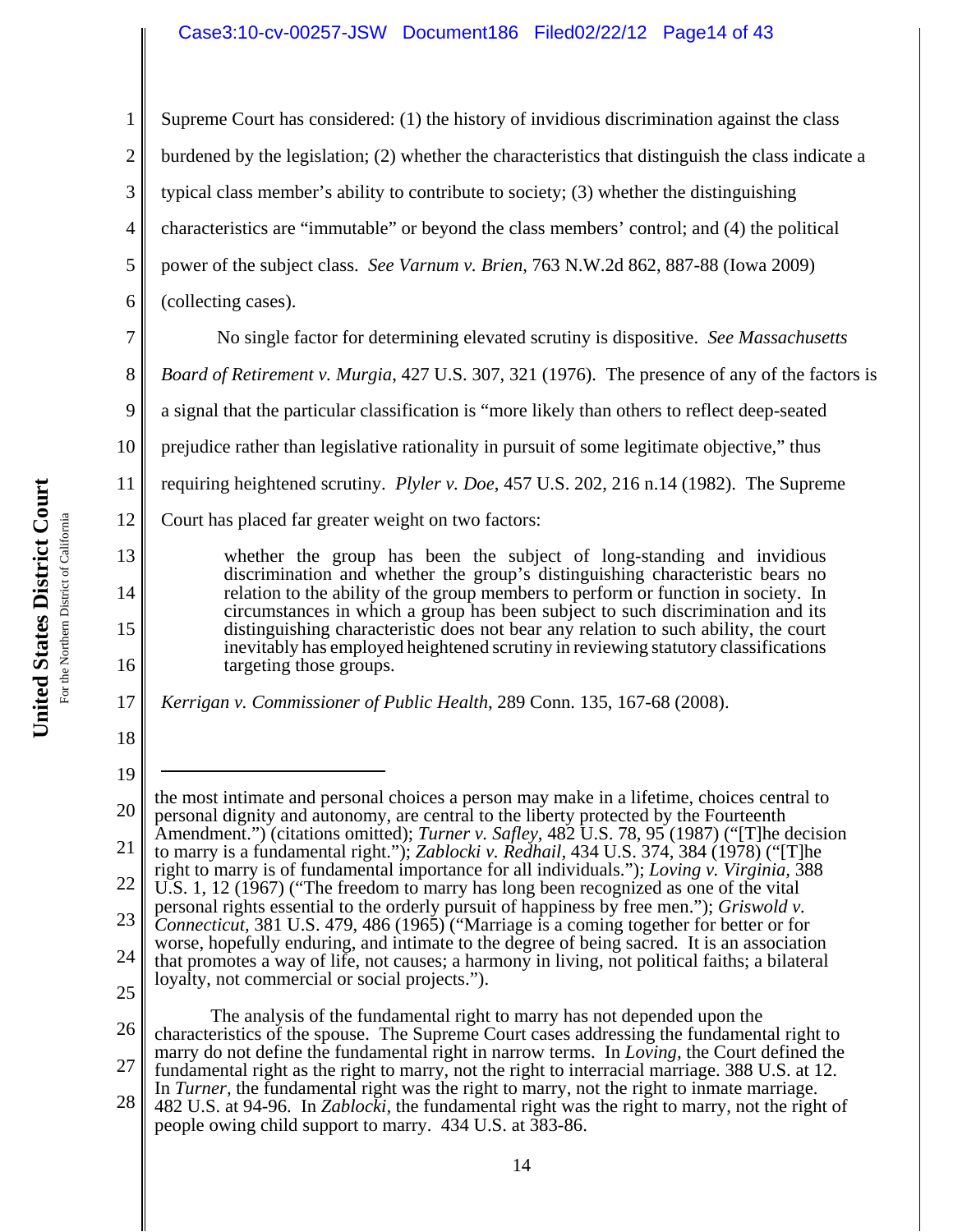Supreme Court has considered: (1) the history of invidious discrimination against the class burdened by the legislation; (2) whether the characteristics that distinguish the class indicate a typical class member's ability to contribute to society; (3) whether the distinguishing characteristics are "immutable" or beyond the class members' control; and (4) the political power of the subject class. *See Varnum v. Brien*, 763 N.W.2d 862, 887-88 (Iowa 2009) (collecting cases).

No single factor for determining elevated scrutiny is dispositive. *See Massachusetts Board of Retirement v. Murgia*, 427 U.S. 307, 321 (1976). The presence of any of the factors is a signal that the particular classification is "more likely than others to reflect deep-seated prejudice rather than legislative rationality in pursuit of some legitimate objective," thus requiring heightened scrutiny. *Plyler v. Doe*, 457 U.S. 202, 216 n.14 (1982). The Supreme Court has placed far greater weight on two factors:

> whether the group has been the subject of long-standing and invidious discrimination and whether the group's distinguishing characteristic bears no relation to the ability of the group members to perform or function in society. In circumstances in which a group has been subject to such discrimination and its distinguishing characteristic does not bear any relation to such ability, the court inevitably has employed heightened scrutiny in reviewing statutory classifications targeting those groups.

*Kerrigan v. Commissioner of Public Health*, 289 Conn. 135, 167-68 (2008).

---

the most intimate and personal choices a person may make in a lifetime, choices central to personal dignity and autonomy, are central to the liberty protected by the Fourteenth Amendment.") (citations omitted); *Turner v. Safley*, 482 U.S. 78, 95 (1987) ("[T]he decision to marry is a fundamental right."); *Zablocki v. Redhail*, 434 U.S. 374, 384 (1978) ("[T]he right to marry is of fundamental importance for all individuals."); *Loving v. Virginia*, 388 U.S. 1, 12 (1967) ("The freedom to marry has long been recognized as one of the vital personal rights essential to the orderly pursuit of happiness by free men."); *Griswold v. Connecticut*, 381 U.S. 479, 486 (1965) ("Marriage is a coming together for better or for worse, hopefully enduring, and intimate to the degree of being sacred. It is an association that promotes a way of life, not causes; a harmony in living, not political faiths; a bilateral loyalty, not commercial or social projects.").

The analysis of the fundamental right to marry has not depended upon the characteristics of the spouse. The Supreme Court cases addressing the fundamental right to marry do not define the fundamental right in narrow terms. In *Loving*, the Court defined the fundamental right as the right to marry, not the right to interracial marriage. 388 U.S. at 12. In *Turner*, the fundamental right was the right to marry, not the right to inmate marriage. 482 U.S. at 94-96. In *Zablocki*, the fundamental right was the right to marry, not the right of people owing child support to marry. 434 U.S. at 383-86.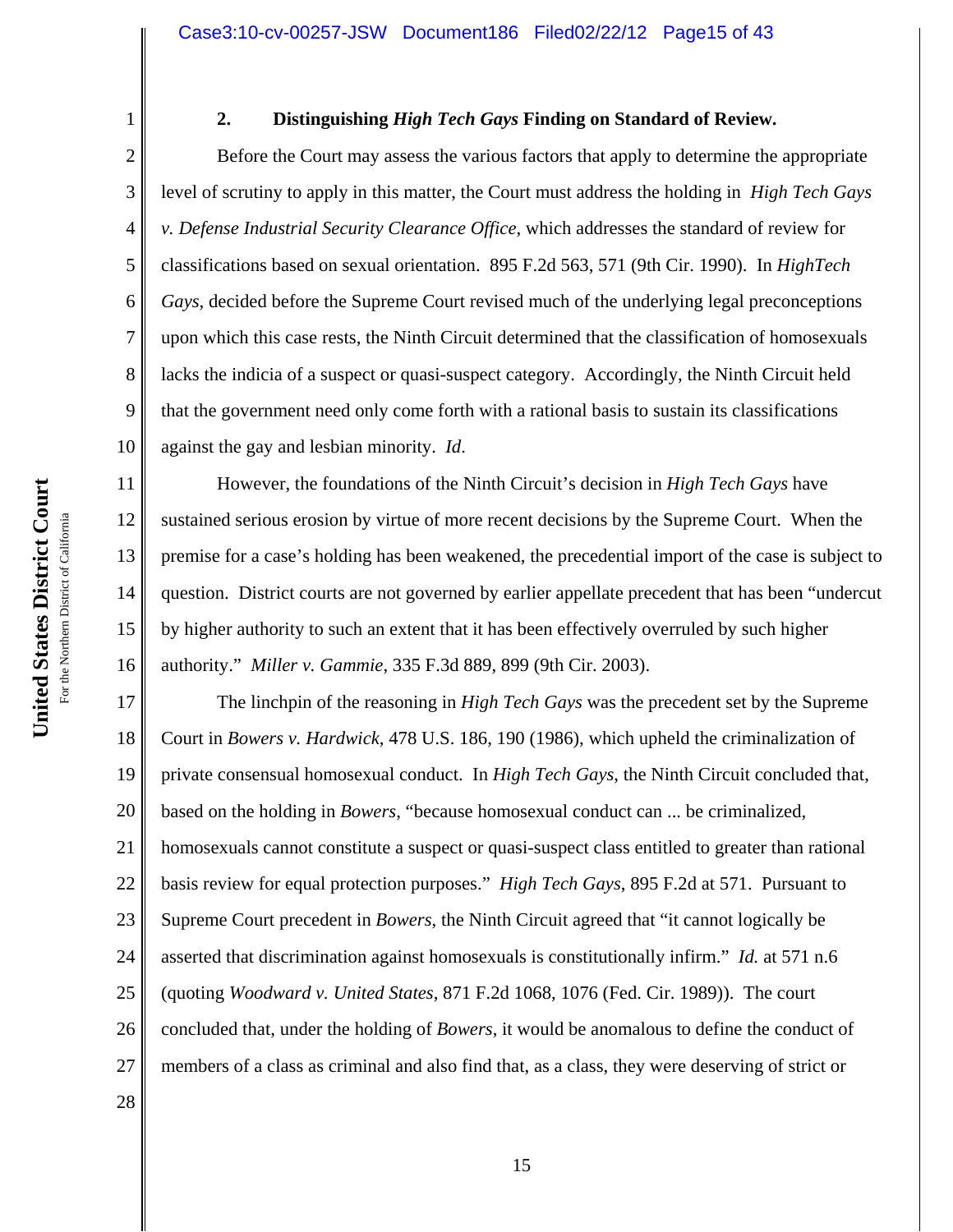### 2. Distinguishing *High Tech Gays* Finding on Standard of Review.

Before the Court may assess the various factors that apply to determine the appropriate level of scrutiny to apply in this matter, the Court must address the holding in *High Tech Gays v. Defense Industrial Security Clearance Office*, which addresses the standard of review for classifications based on sexual orientation. 895 F.2d 563, 571 (9th Cir. 1990). In *HighTech Gays*, decided before the Supreme Court revised much of the underlying legal preconceptions upon which this case rests, the Ninth Circuit determined that the classification of homosexuals lacks the indicia of a suspect or quasi-suspect category. Accordingly, the Ninth Circuit held that the government need only come forth with a rational basis to sustain its classifications against the gay and lesbian minority. *Id*.

However, the foundations of the Ninth Circuit's decision in *High Tech Gays* have sustained serious erosion by virtue of more recent decisions by the Supreme Court. When the premise for a case's holding has been weakened, the precedential import of the case is subject to question. District courts are not governed by earlier appellate precedent that has been "undercut by higher authority to such an extent that it has been effectively overruled by such higher authority." *Miller v. Gammie*, 335 F.3d 889, 899 (9th Cir. 2003).

The linchpin of the reasoning in *High Tech Gays* was the precedent set by the Supreme Court in *Bowers v. Hardwick*, 478 U.S. 186, 190 (1986), which upheld the criminalization of private consensual homosexual conduct. In *High Tech Gays*, the Ninth Circuit concluded that, based on the holding in *Bowers*, "because homosexual conduct can ... be criminalized, homosexuals cannot constitute a suspect or quasi-suspect class entitled to greater than rational basis review for equal protection purposes." *High Tech Gays*, 895 F.2d at 571. Pursuant to Supreme Court precedent in *Bowers*, the Ninth Circuit agreed that "it cannot logically be asserted that discrimination against homosexuals is constitutionally infirm." *Id.* at 571 n.6 (quoting *Woodward v. United States*, 871 F.2d 1068, 1076 (Fed. Cir. 1989)). The court concluded that, under the holding of *Bowers*, it would be anomalous to define the conduct of members of a class as criminal and also find that, as a class, they were deserving of strict or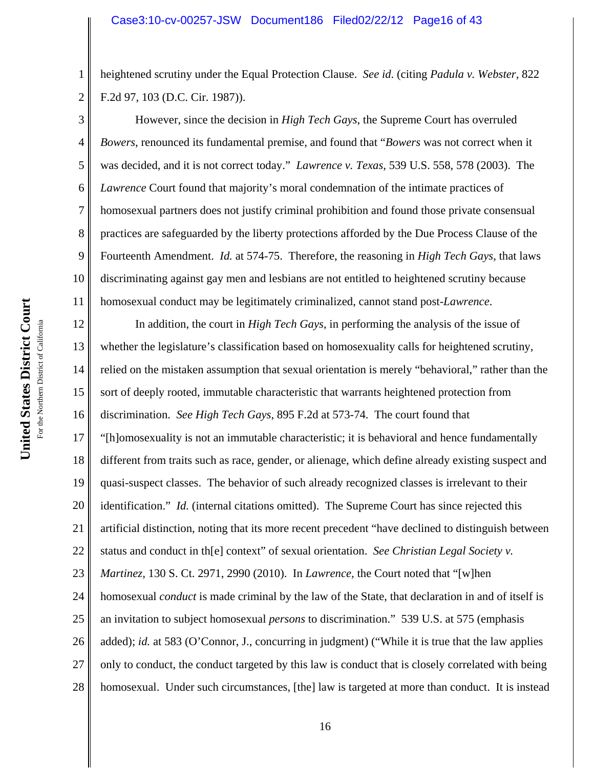heightened scrutiny under the Equal Protection Clause. *See id.* (citing *Padula v. Webster*, 822 F.2d 97, 103 (D.C. Cir. 1987)).

However, since the decision in *High Tech Gays*, the Supreme Court has overruled *Bowers*, renounced its fundamental premise, and found that "*Bowers* was not correct when it was decided, and it is not correct today." *Lawrence v. Texas*, 539 U.S. 558, 578 (2003). The *Lawrence* Court found that majority's moral condemnation of the intimate practices of homosexual partners does not justify criminal prohibition and found those private consensual practices are safeguarded by the liberty protections afforded by the Due Process Clause of the Fourteenth Amendment. *Id.* at 574-75. Therefore, the reasoning in *High Tech Gays*, that laws discriminating against gay men and lesbians are not entitled to heightened scrutiny because homosexual conduct may be legitimately criminalized, cannot stand post-*Lawrence*.

In addition, the court in *High Tech Gays*, in performing the analysis of the issue of whether the legislature's classification based on homosexuality calls for heightened scrutiny, relied on the mistaken assumption that sexual orientation is merely "behavioral," rather than the sort of deeply rooted, immutable characteristic that warrants heightened protection from discrimination. *See High Tech Gays*, 895 F.2d at 573-74. The court found that "[h]omosexuality is not an immutable characteristic; it is behavioral and hence fundamentally different from traits such as race, gender, or alienage, which define already existing suspect and quasi-suspect classes. The behavior of such already recognized classes is irrelevant to their identification." *Id.* (internal citations omitted). The Supreme Court has since rejected this artificial distinction, noting that its more recent precedent "have declined to distinguish between status and conduct in th[e] context" of sexual orientation. *See Christian Legal Society v. Martinez*, 130 S. Ct. 2971, 2990 (2010). In *Lawrence*, the Court noted that "[w]hen homosexual *conduct* is made criminal by the law of the State, that declaration in and of itself is an invitation to subject homosexual *persons* to discrimination." 539 U.S. at 575 (emphasis added); *id.* at 583 (O'Connor, J., concurring in judgment) ("While it is true that the law applies only to conduct, the conduct targeted by this law is conduct that is closely correlated with being homosexual. Under such circumstances, [the] law is targeted at more than conduct. It is instead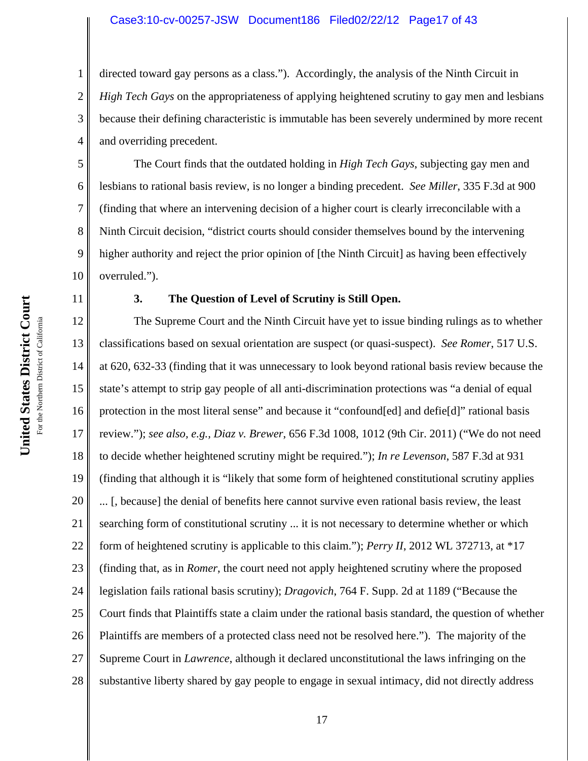directed toward gay persons as a class."). Accordingly, the analysis of the Ninth Circuit in *High Tech Gays* on the appropriateness of applying heightened scrutiny to gay men and lesbians because their defining characteristic is immutable has been severely undermined by more recent and overriding precedent.

The Court finds that the outdated holding in *High Tech Gays*, subjecting gay men and lesbians to rational basis review, is no longer a binding precedent. *See Miller*, 335 F.3d at 900 (finding that where an intervening decision of a higher court is clearly irreconcilable with a Ninth Circuit decision, "district courts should consider themselves bound by the intervening higher authority and reject the prior opinion of [the Ninth Circuit] as having been effectively overruled.").

### 3. The Question of Level of Scrutiny is Still Open.

The Supreme Court and the Ninth Circuit have yet to issue binding rulings as to whether classifications based on sexual orientation are suspect (or quasi-suspect). *See Romer*, 517 U.S. at 620, 632-33 (finding that it was unnecessary to look beyond rational basis review because the state's attempt to strip gay people of all anti-discrimination protections was "a denial of equal protection in the most literal sense" and because it "confound[ed] and defie[d]" rational basis review."); *see also, e.g., Diaz v. Brewer*, 656 F.3d 1008, 1012 (9th Cir. 2011) ("We do not need to decide whether heightened scrutiny might be required."); *In re Levenson*, 587 F.3d at 931 (finding that although it is "likely that some form of heightened constitutional scrutiny applies ... [, because] the denial of benefits here cannot survive even rational basis review, the least searching form of constitutional scrutiny ... it is not necessary to determine whether or which form of heightened scrutiny is applicable to this claim."); *Perry II*, 2012 WL 372713, at *17 (finding that, as in *Romer*, the court need not apply heightened scrutiny where the proposed legislation fails rational basis scrutiny); *Dragovich*, 764 F. Supp. 2d at 1189 ("Because the Court finds that Plaintiffs state a claim under the rational basis standard, the question of whether Plaintiffs are members of a protected class need not be resolved here."). The majority of the Supreme Court in *Lawrence*, although it declared unconstitutional the laws infringing on the substantive liberty shared by gay people to engage in sexual intimacy, did not directly address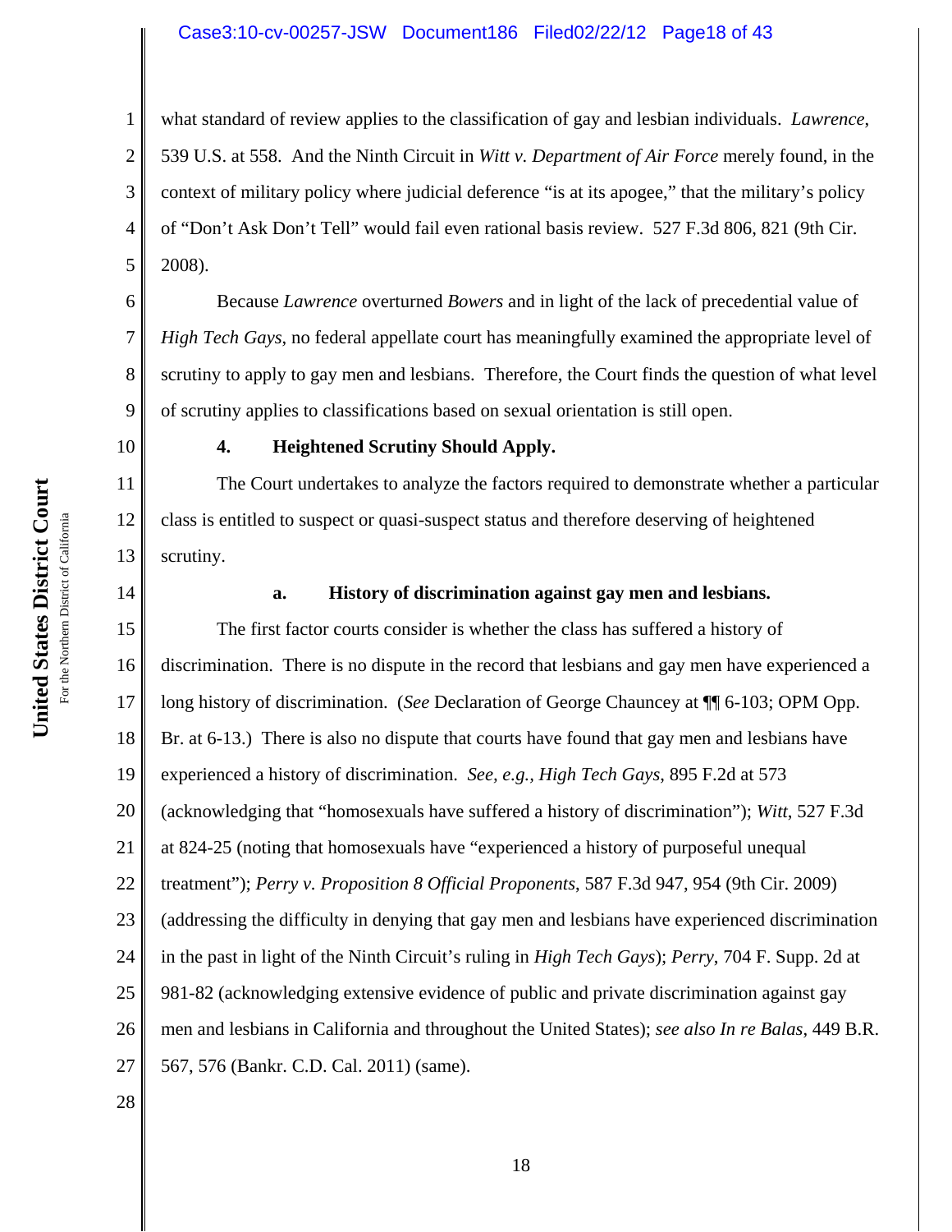what standard of review applies to the classification of gay and lesbian individuals. *Lawrence*, 539 U.S. at 558. And the Ninth Circuit in *Witt v. Department of Air Force* merely found, in the context of military policy where judicial deference "is at its apogee," that the military's policy of "Don't Ask Don't Tell" would fail even rational basis review. 527 F.3d 806, 821 (9th Cir. 2008).

Because *Lawrence* overturned *Bowers* and in light of the lack of precedential value of *High Tech Gays*, no federal appellate court has meaningfully examined the appropriate level of scrutiny to apply to gay men and lesbians. Therefore, the Court finds the question of what level of scrutiny applies to classifications based on sexual orientation is still open.

**4. Heightened Scrutiny Should Apply.**

The Court undertakes to analyze the factors required to demonstrate whether a particular class is entitled to suspect or quasi-suspect status and therefore deserving of heightened scrutiny.

**a. History of discrimination against gay men and lesbians.**

The first factor courts consider is whether the class has suffered a history of discrimination. There is no dispute in the record that lesbians and gay men have experienced a long history of discrimination. (*See* Declaration of George Chauncey at ¶¶ 6-103; OPM Opp. Br. at 6-13.) There is also no dispute that courts have found that gay men and lesbians have experienced a history of discrimination. *See, e.g.*, *High Tech Gays*, 895 F.2d at 573 (acknowledging that "homosexuals have suffered a history of discrimination"); *Witt*, 527 F.3d at 824-25 (noting that homosexuals have "experienced a history of purposeful unequal treatment"); *Perry v. Proposition 8 Official Proponents*, 587 F.3d 947, 954 (9th Cir. 2009) (addressing the difficulty in denying that gay men and lesbians have experienced discrimination in the past in light of the Ninth Circuit's ruling in *High Tech Gays*); *Perry*, 704 F. Supp. 2d at 981-82 (acknowledging extensive evidence of public and private discrimination against gay men and lesbians in California and throughout the United States); *see also In re Balas*, 449 B.R. 567, 576 (Bankr. C.D. Cal. 2011) (same).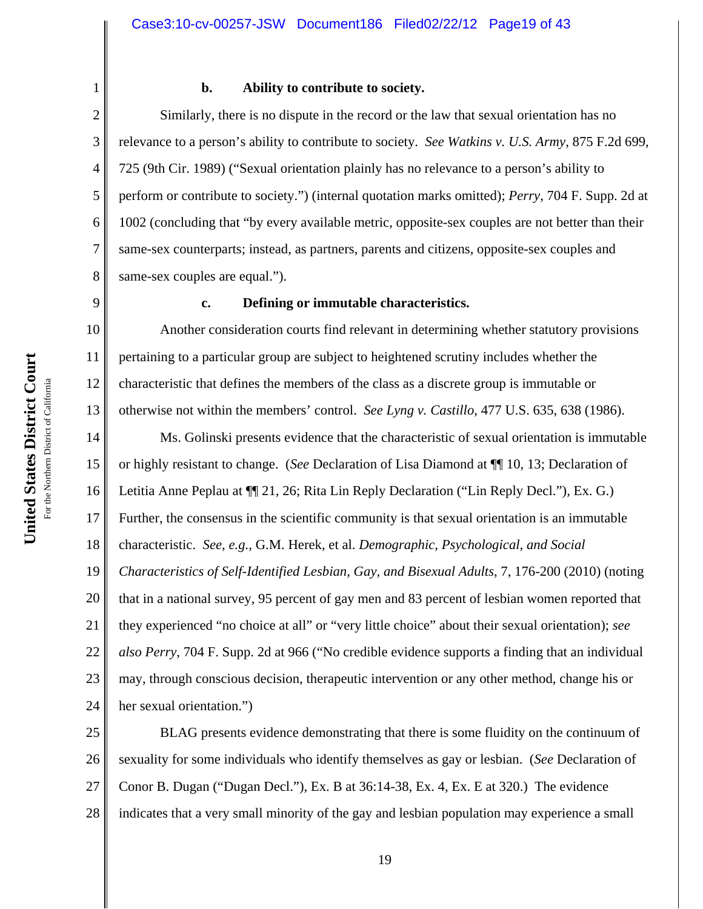**b. Ability to contribute to society.**

Similarly, there is no dispute in the record or the law that sexual orientation has no relevance to a person's ability to contribute to society. *See Watkins v. U.S. Army*, 875 F.2d 699, 725 (9th Cir. 1989) ("Sexual orientation plainly has no relevance to a person's ability to perform or contribute to society.") (internal quotation marks omitted); *Perry*, 704 F. Supp. 2d at 1002 (concluding that "by every available metric, opposite-sex couples are not better than their same-sex counterparts; instead, as partners, parents and citizens, opposite-sex couples and same-sex couples are equal.").

**c. Defining or immutable characteristics.**

Another consideration courts find relevant in determining whether statutory provisions pertaining to a particular group are subject to heightened scrutiny includes whether the characteristic that defines the members of the class as a discrete group is immutable or otherwise not within the members' control. *See Lyng v. Castillo*, 477 U.S. 635, 638 (1986).

Ms. Golinski presents evidence that the characteristic of sexual orientation is immutable or highly resistant to change. (*See* Declaration of Lisa Diamond at ¶¶ 10, 13; Declaration of Letitia Anne Peplau at ¶¶ 21, 26; Rita Lin Reply Declaration ("Lin Reply Decl."), Ex. G.) Further, the consensus in the scientific community is that sexual orientation is an immutable characteristic. *See, e.g.*, G.M. Herek, et al. *Demographic, Psychological, and Social Characteristics of Self-Identified Lesbian, Gay, and Bisexual Adults*, 7, 176-200 (2010) (noting that in a national survey, 95 percent of gay men and 83 percent of lesbian women reported that they experienced "no choice at all" or "very little choice" about their sexual orientation); *see also Perry*, 704 F. Supp. 2d at 966 ("No credible evidence supports a finding that an individual may, through conscious decision, therapeutic intervention or any other method, change his or her sexual orientation.")

BLAG presents evidence demonstrating that there is some fluidity on the continuum of sexuality for some individuals who identify themselves as gay or lesbian. (*See* Declaration of Conor B. Dugan ("Dugan Decl."), Ex. B at 36:14-38, Ex. 4, Ex. E at 320.) The evidence indicates that a very small minority of the gay and lesbian population may experience a small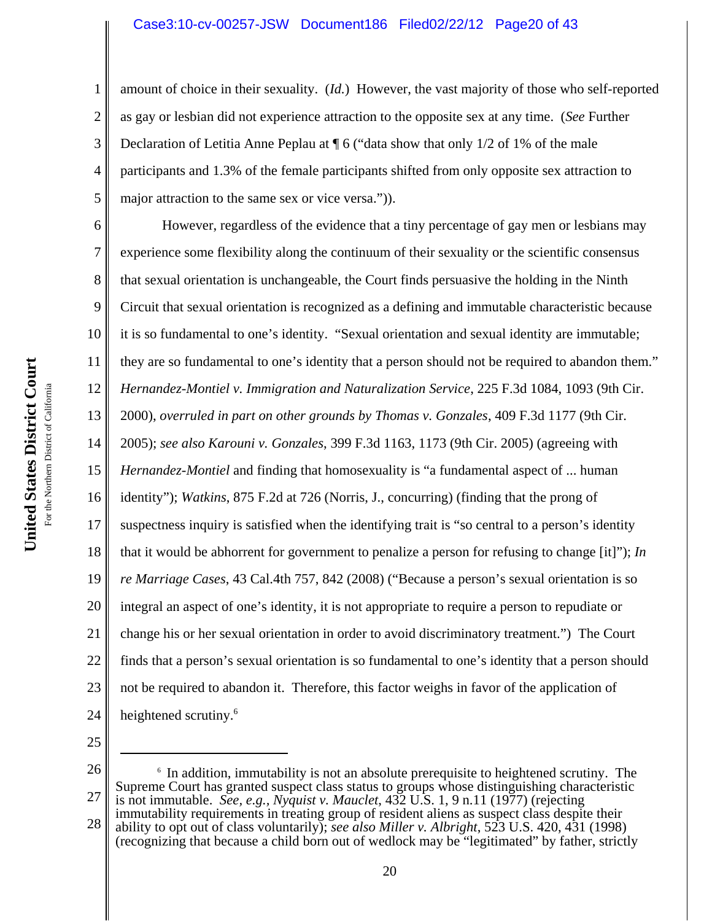amount of choice in their sexuality. (*Id.*) However, the vast majority of those who self-reported as gay or lesbian did not experience attraction to the opposite sex at any time. (*See* Further Declaration of Letitia Anne Peplau at ¶ 6 ("data show that only 1/2 of 1% of the male participants and 1.3% of the female participants shifted from only opposite sex attraction to major attraction to the same sex or vice versa.")).

However, regardless of the evidence that a tiny percentage of gay men or lesbians may experience some flexibility along the continuum of their sexuality or the scientific consensus that sexual orientation is unchangeable, the Court finds persuasive the holding in the Ninth Circuit that sexual orientation is recognized as a defining and immutable characteristic because it is so fundamental to one's identity. "Sexual orientation and sexual identity are immutable; they are so fundamental to one's identity that a person should not be required to abandon them." *Hernandez-Montiel v. Immigration and Naturalization Service*, 225 F.3d 1084, 1093 (9th Cir. 2000), *overruled in part on other grounds by Thomas v. Gonzales*, 409 F.3d 1177 (9th Cir. 2005); *see also Karouni v. Gonzales*, 399 F.3d 1163, 1173 (9th Cir. 2005) (agreeing with *Hernandez-Montiel* and finding that homosexuality is "a fundamental aspect of ... human identity"); *Watkins*, 875 F.2d at 726 (Norris, J., concurring) (finding that the prong of suspectness inquiry is satisfied when the identifying trait is "so central to a person's identity that it would be abhorrent for government to penalize a person for refusing to change [it]"); *In re Marriage Cases*, 43 Cal.4th 757, 842 (2008) ("Because a person's sexual orientation is so integral an aspect of one's identity, it is not appropriate to require a person to repudiate or change his or her sexual orientation in order to avoid discriminatory treatment.") The Court finds that a person's sexual orientation is so fundamental to one's identity that a person should not be required to abandon it. Therefore, this factor weighs in favor of the application of heightened scrutiny.[6]

---

[6] In addition, immutability is not an absolute prerequisite to heightened scrutiny. The Supreme Court has granted suspect class status to groups whose distinguishing characteristic is not immutable. *See, e.g., Nyquist v. Mauclet*, 432 U.S. 1, 9 n.11 (1977) (rejecting immutability requirements in treating group of resident aliens as suspect class despite their ability to opt out of class voluntarily); *see also Miller v. Albright*, 523 U.S. 420, 431 (1998) (recognizing that because a child born out of wedlock may be "legitimated" by father, strictly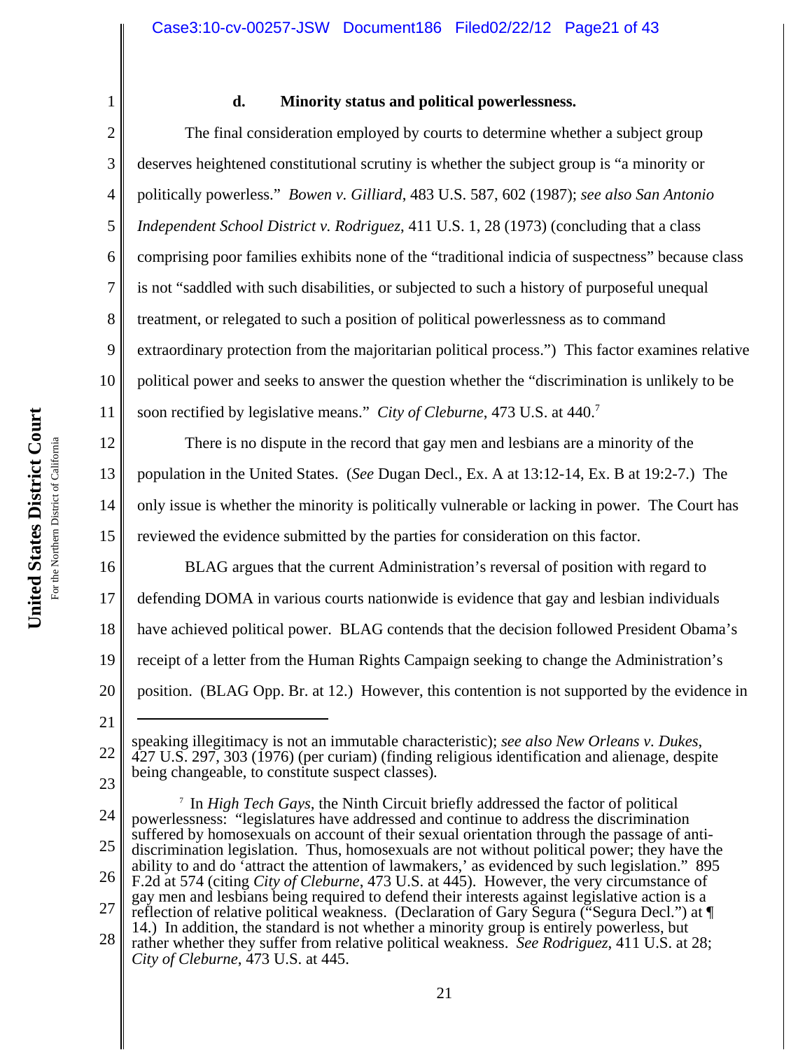#### d. Minority status and political powerlessness.

The final consideration employed by courts to determine whether a subject group deserves heightened constitutional scrutiny is whether the subject group is "a minority or politically powerless." *Bowen v. Gilliard*, 483 U.S. 587, 602 (1987); *see also San Antonio Independent School District v. Rodriguez*, 411 U.S. 1, 28 (1973) (concluding that a class comprising poor families exhibits none of the "traditional indicia of suspectness" because class is not "saddled with such disabilities, or subjected to such a history of purposeful unequal treatment, or relegated to such a position of political powerlessness as to command extraordinary protection from the majoritarian political process.") This factor examines relative political power and seeks to answer the question whether the "discrimination is unlikely to be soon rectified by legislative means." *City of Cleburne*, 473 U.S. at 440.[7]

There is no dispute in the record that gay men and lesbians are a minority of the population in the United States. (*See* Dugan Decl., Ex. A at 13:12-14, Ex. B at 19:2-7.) The only issue is whether the minority is politically vulnerable or lacking in power. The Court has reviewed the evidence submitted by the parties for consideration on this factor.

BLAG argues that the current Administration's reversal of position with regard to defending DOMA in various courts nationwide is evidence that gay and lesbian individuals have achieved political power. BLAG contends that the decision followed President Obama's receipt of a letter from the Human Rights Campaign seeking to change the Administration's position. (BLAG Opp. Br. at 12.) However, this contention is not supported by the evidence in

---

speaking illegitimacy is not an immutable characteristic); *see also New Orleans v. Dukes*, 427 U.S. 297, 303 (1976) (per curiam) (finding religious identification and alienage, despite being changeable, to constitute suspect classes).

[7] In *High Tech Gays*, the Ninth Circuit briefly addressed the factor of political powerlessness: "legislatures have addressed and continue to address the discrimination suffered by homosexuals on account of their sexual orientation through the passage of anti-discrimination legislation. Thus, homosexuals are not without political power; they have the ability to and do 'attract the attention of lawmakers,' as evidenced by such legislation." 895 F.2d at 574 (citing *City of Cleburne*, 473 U.S. at 445). However, the very circumstance of gay men and lesbians being required to defend their interests against legislative action is a reflection of relative political weakness. (Declaration of Gary Segura ("Segura Decl.") at ¶ 14.) In addition, the standard is not whether a minority group is entirely powerless, but rather whether they suffer from relative political weakness. *See Rodriguez*, 411 U.S. at 28; *City of Cleburne*, 473 U.S. at 445.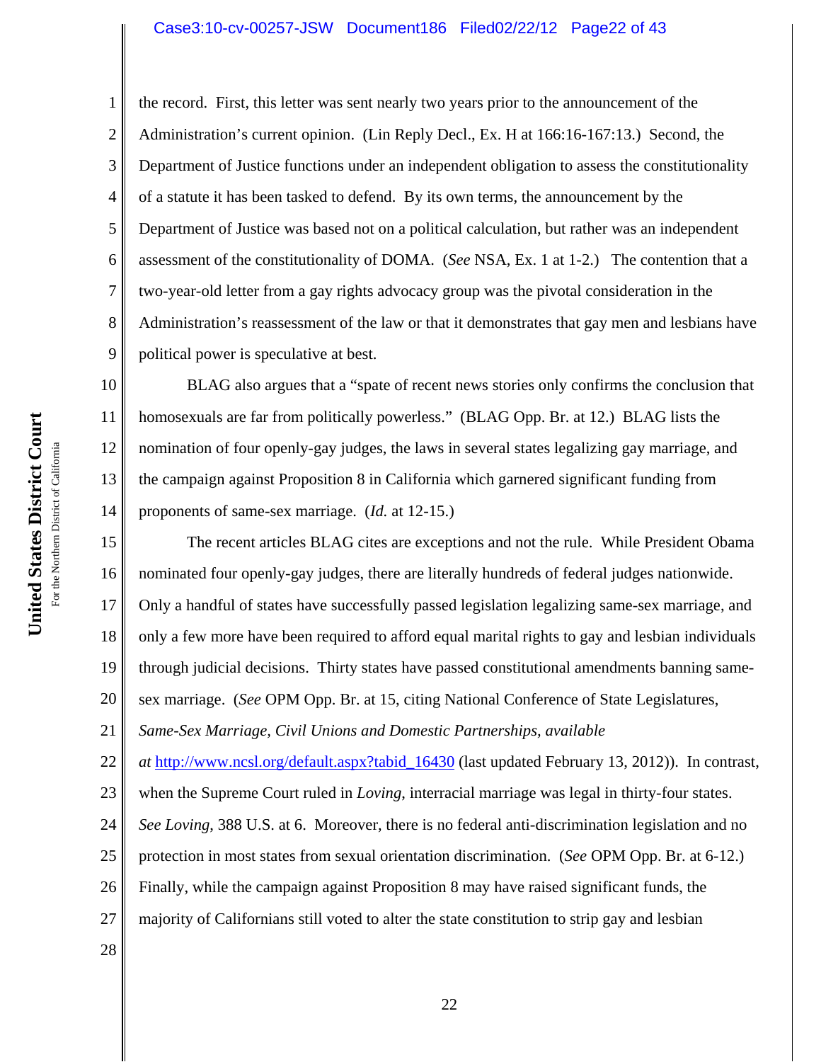the record. First, this letter was sent nearly two years prior to the announcement of the Administration's current opinion. (Lin Reply Decl., Ex. H at 166:16-167:13.) Second, the Department of Justice functions under an independent obligation to assess the constitutionality of a statute it has been tasked to defend. By its own terms, the announcement by the Department of Justice was based not on a political calculation, but rather was an independent assessment of the constitutionality of DOMA. (*See* NSA, Ex. 1 at 1-2.) The contention that a two-year-old letter from a gay rights advocacy group was the pivotal consideration in the Administration's reassessment of the law or that it demonstrates that gay men and lesbians have political power is speculative at best.

BLAG also argues that a "spate of recent news stories only confirms the conclusion that homosexuals are far from politically powerless." (BLAG Opp. Br. at 12.) BLAG lists the nomination of four openly-gay judges, the laws in several states legalizing gay marriage, and the campaign against Proposition 8 in California which garnered significant funding from proponents of same-sex marriage. (*Id.* at 12-15.)

The recent articles BLAG cites are exceptions and not the rule. While President Obama nominated four openly-gay judges, there are literally hundreds of federal judges nationwide. Only a handful of states have successfully passed legislation legalizing same-sex marriage, and only a few more have been required to afford equal marital rights to gay and lesbian individuals through judicial decisions. Thirty states have passed constitutional amendments banning same-sex marriage. (*See* OPM Opp. Br. at 15, citing National Conference of State Legislatures, *Same-Sex Marriage, Civil Unions and Domestic Partnerships, available at* http://www.ncsl.org/default.aspx?tabid_16430 (last updated February 13, 2012)). In contrast, when the Supreme Court ruled in *Loving*, interracial marriage was legal in thirty-four states. *See Loving*, 388 U.S. at 6. Moreover, there is no federal anti-discrimination legislation and no protection in most states from sexual orientation discrimination. (*See* OPM Opp. Br. at 6-12.) Finally, while the campaign against Proposition 8 may have raised significant funds, the majority of Californians still voted to alter the state constitution to strip gay and lesbian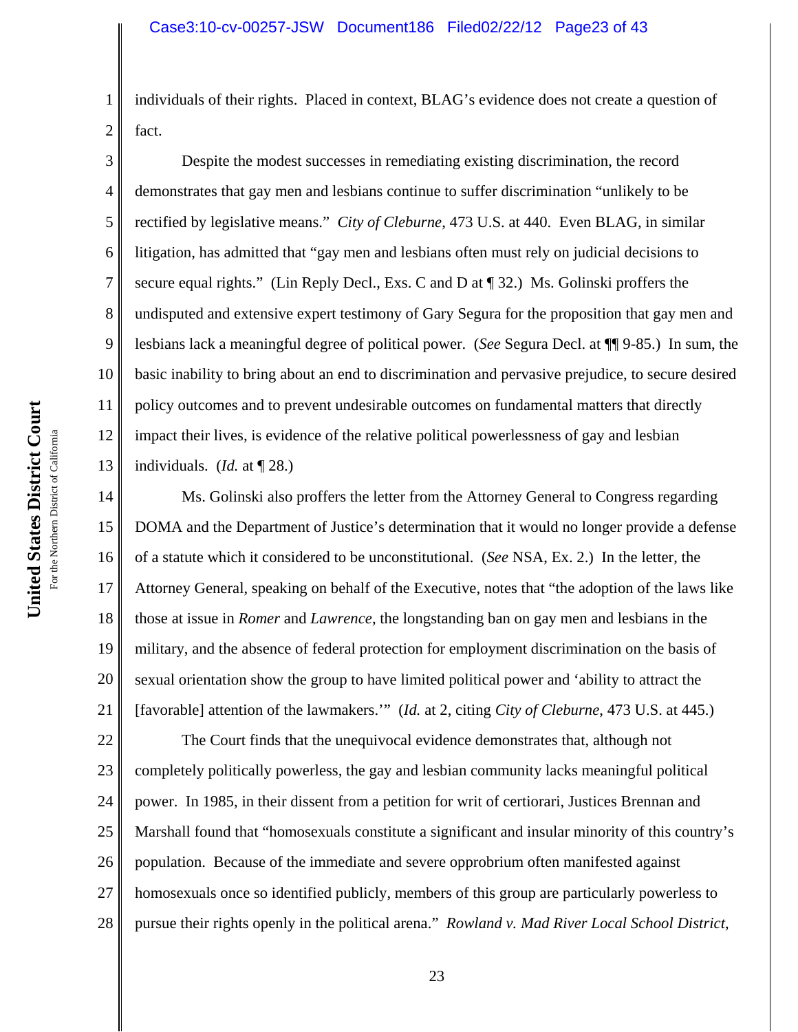individuals of their rights. Placed in context, BLAG's evidence does not create a question of fact.

Despite the modest successes in remediating existing discrimination, the record demonstrates that gay men and lesbians continue to suffer discrimination "unlikely to be rectified by legislative means." *City of Cleburne*, 473 U.S. at 440. Even BLAG, in similar litigation, has admitted that "gay men and lesbians often must rely on judicial decisions to secure equal rights." (Lin Reply Decl., Exs. C and D at ¶ 32.) Ms. Golinski proffers the undisputed and extensive expert testimony of Gary Segura for the proposition that gay men and lesbians lack a meaningful degree of political power. (*See* Segura Decl. at ¶¶ 9-85.) In sum, the basic inability to bring about an end to discrimination and pervasive prejudice, to secure desired policy outcomes and to prevent undesirable outcomes on fundamental matters that directly impact their lives, is evidence of the relative political powerlessness of gay and lesbian individuals. (*Id.* at ¶ 28.)

Ms. Golinski also proffers the letter from the Attorney General to Congress regarding DOMA and the Department of Justice's determination that it would no longer provide a defense of a statute which it considered to be unconstitutional. (*See* NSA, Ex. 2.) In the letter, the Attorney General, speaking on behalf of the Executive, notes that "the adoption of the laws like those at issue in *Romer* and *Lawrence*, the longstanding ban on gay men and lesbians in the military, and the absence of federal protection for employment discrimination on the basis of sexual orientation show the group to have limited political power and 'ability to attract the [favorable] attention of the lawmakers.'" (*Id.* at 2, citing *City of Cleburne*, 473 U.S. at 445.)

The Court finds that the unequivocal evidence demonstrates that, although not completely politically powerless, the gay and lesbian community lacks meaningful political power. In 1985, in their dissent from a petition for writ of certiorari, Justices Brennan and Marshall found that "homosexuals constitute a significant and insular minority of this country's population. Because of the immediate and severe opprobrium often manifested against homosexuals once so identified publicly, members of this group are particularly powerless to pursue their rights openly in the political arena." *Rowland v. Mad River Local School District*,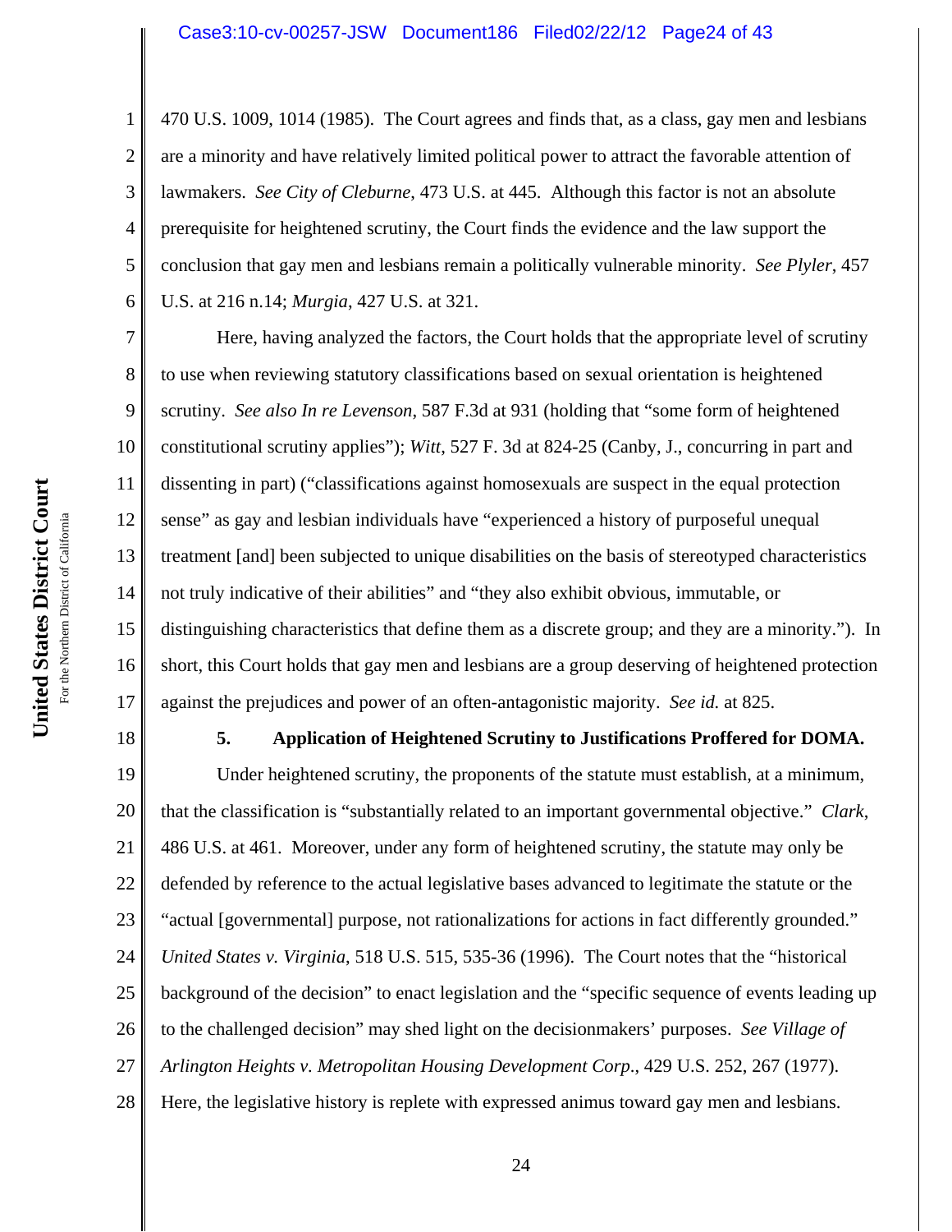470 U.S. 1009, 1014 (1985). The Court agrees and finds that, as a class, gay men and lesbians are a minority and have relatively limited political power to attract the favorable attention of lawmakers. *See City of Cleburne*, 473 U.S. at 445. Although this factor is not an absolute prerequisite for heightened scrutiny, the Court finds the evidence and the law support the conclusion that gay men and lesbians remain a politically vulnerable minority. *See Plyler*, 457 U.S. at 216 n.14; *Murgia*, 427 U.S. at 321.

Here, having analyzed the factors, the Court holds that the appropriate level of scrutiny to use when reviewing statutory classifications based on sexual orientation is heightened scrutiny. *See also In re Levenson*, 587 F.3d at 931 (holding that "some form of heightened constitutional scrutiny applies"); *Witt*, 527 F. 3d at 824-25 (Canby, J., concurring in part and dissenting in part) ("classifications against homosexuals are suspect in the equal protection sense" as gay and lesbian individuals have "experienced a history of purposeful unequal treatment [and] been subjected to unique disabilities on the basis of stereotyped characteristics not truly indicative of their abilities" and "they also exhibit obvious, immutable, or distinguishing characteristics that define them as a discrete group; and they are a minority."). In short, this Court holds that gay men and lesbians are a group deserving of heightened protection against the prejudices and power of an often-antagonistic majority. *See id.* at 825.

**5. Application of Heightened Scrutiny to Justifications Proffered for DOMA.**

Under heightened scrutiny, the proponents of the statute must establish, at a minimum, that the classification is "substantially related to an important governmental objective." *Clark*, 486 U.S. at 461. Moreover, under any form of heightened scrutiny, the statute may only be defended by reference to the actual legislative bases advanced to legitimate the statute or the "actual [governmental] purpose, not rationalizations for actions in fact differently grounded." *United States v. Virginia*, 518 U.S. 515, 535-36 (1996). The Court notes that the "historical background of the decision" to enact legislation and the "specific sequence of events leading up to the challenged decision" may shed light on the decisionmakers' purposes. *See Village of Arlington Heights v. Metropolitan Housing Development Corp.*, 429 U.S. 252, 267 (1977). Here, the legislative history is replete with expressed animus toward gay men and lesbians.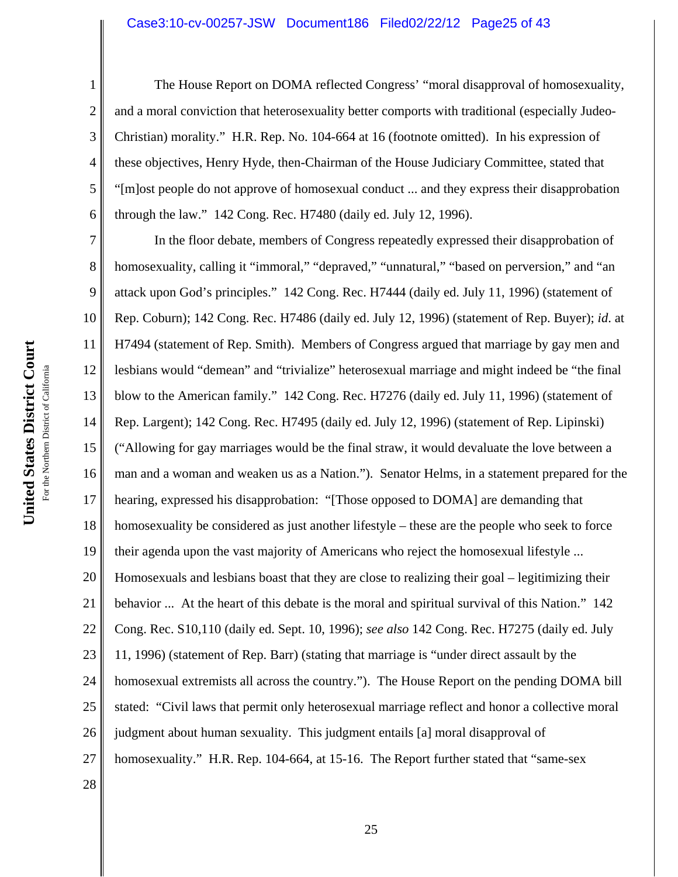The House Report on DOMA reflected Congress' "moral disapproval of homosexuality, and a moral conviction that heterosexuality better comports with traditional (especially Judeo-Christian) morality." H.R. Rep. No. 104-664 at 16 (footnote omitted). In his expression of these objectives, Henry Hyde, then-Chairman of the House Judiciary Committee, stated that "[m]ost people do not approve of homosexual conduct ... and they express their disapprobation through the law." 142 Cong. Rec. H7480 (daily ed. July 12, 1996).

In the floor debate, members of Congress repeatedly expressed their disapprobation of homosexuality, calling it "immoral," "depraved," "unnatural," "based on perversion," and "an attack upon God's principles." 142 Cong. Rec. H7444 (daily ed. July 11, 1996) (statement of Rep. Coburn); 142 Cong. Rec. H7486 (daily ed. July 12, 1996) (statement of Rep. Buyer); *id.* at H7494 (statement of Rep. Smith). Members of Congress argued that marriage by gay men and lesbians would "demean" and "trivialize" heterosexual marriage and might indeed be "the final blow to the American family." 142 Cong. Rec. H7276 (daily ed. July 11, 1996) (statement of Rep. Largent); 142 Cong. Rec. H7495 (daily ed. July 12, 1996) (statement of Rep. Lipinski) ("Allowing for gay marriages would be the final straw, it would devaluate the love between a man and a woman and weaken us as a Nation."). Senator Helms, in a statement prepared for the hearing, expressed his disapprobation: "[Those opposed to DOMA] are demanding that homosexuality be considered as just another lifestyle – these are the people who seek to force their agenda upon the vast majority of Americans who reject the homosexual lifestyle ... Homosexuals and lesbians boast that they are close to realizing their goal – legitimizing their behavior ... At the heart of this debate is the moral and spiritual survival of this Nation." 142 Cong. Rec. S10,110 (daily ed. Sept. 10, 1996); *see also* 142 Cong. Rec. H7275 (daily ed. July 11, 1996) (statement of Rep. Barr) (stating that marriage is "under direct assault by the homosexual extremists all across the country."). The House Report on the pending DOMA bill stated: "Civil laws that permit only heterosexual marriage reflect and honor a collective moral judgment about human sexuality. This judgment entails [a] moral disapproval of homosexuality." H.R. Rep. 104-664, at 15-16. The Report further stated that "same-sex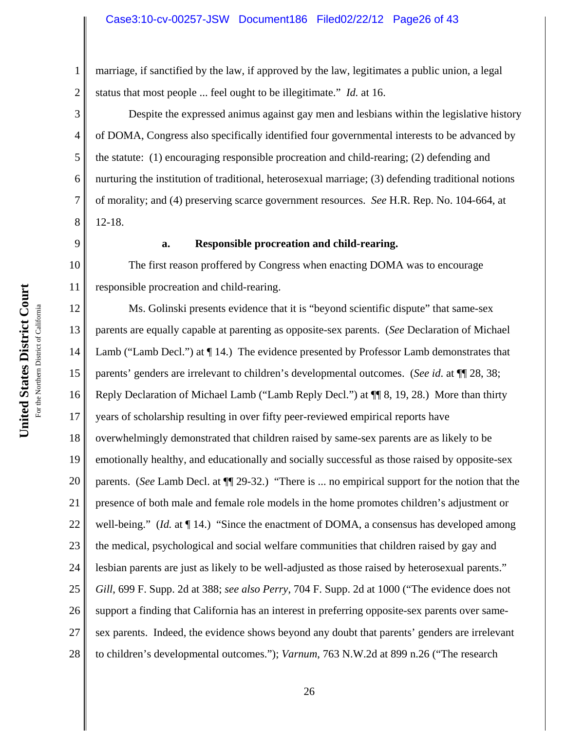marriage, if sanctified by the law, if approved by the law, legitimates a public union, a legal status that most people ... feel ought to be illegitimate." *Id.* at 16.

Despite the expressed animus against gay men and lesbians within the legislative history of DOMA, Congress also specifically identified four governmental interests to be advanced by the statute: (1) encouraging responsible procreation and child-rearing; (2) defending and nurturing the institution of traditional, heterosexual marriage; (3) defending traditional notions of morality; and (4) preserving scarce government resources. *See* H.R. Rep. No. 104-664, at 12-18.

**a. Responsible procreation and child-rearing.**

The first reason proffered by Congress when enacting DOMA was to encourage responsible procreation and child-rearing.

Ms. Golinski presents evidence that it is "beyond scientific dispute" that same-sex parents are equally capable at parenting as opposite-sex parents. (*See* Declaration of Michael Lamb ("Lamb Decl.") at ¶ 14.) The evidence presented by Professor Lamb demonstrates that parents' genders are irrelevant to children's developmental outcomes. (*See id.* at ¶¶ 28, 38; Reply Declaration of Michael Lamb ("Lamb Reply Decl.") at ¶¶ 8, 19, 28.) More than thirty years of scholarship resulting in over fifty peer-reviewed empirical reports have overwhelmingly demonstrated that children raised by same-sex parents are as likely to be emotionally healthy, and educationally and socially successful as those raised by opposite-sex parents. (*See* Lamb Decl. at ¶¶ 29-32.) "There is ... no empirical support for the notion that the presence of both male and female role models in the home promotes children's adjustment or well-being." (*Id.* at ¶ 14.) "Since the enactment of DOMA, a consensus has developed among the medical, psychological and social welfare communities that children raised by gay and lesbian parents are just as likely to be well-adjusted as those raised by heterosexual parents." *Gill*, 699 F. Supp. 2d at 388; *see also Perry*, 704 F. Supp. 2d at 1000 ("The evidence does not support a finding that California has an interest in preferring opposite-sex parents over same-sex parents. Indeed, the evidence shows beyond any doubt that parents' genders are irrelevant to children's developmental outcomes."); *Varnum*, 763 N.W.2d at 899 n.26 ("The research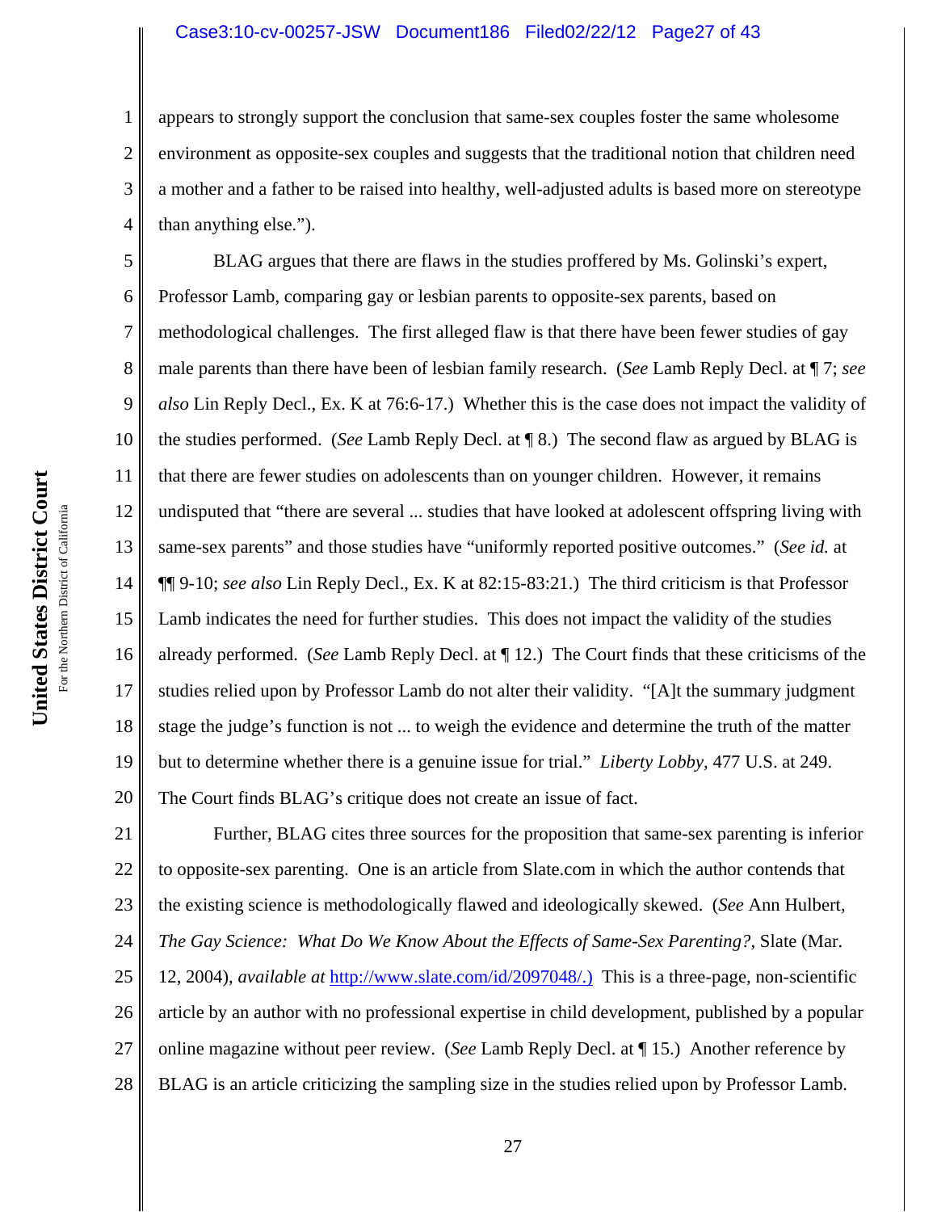appears to strongly support the conclusion that same-sex couples foster the same wholesome environment as opposite-sex couples and suggests that the traditional notion that children need a mother and a father to be raised into healthy, well-adjusted adults is based more on stereotype than anything else.").

BLAG argues that there are flaws in the studies proffered by Ms. Golinski's expert, Professor Lamb, comparing gay or lesbian parents to opposite-sex parents, based on methodological challenges. The first alleged flaw is that there have been fewer studies of gay male parents than there have been of lesbian family research. (*See* Lamb Reply Decl. at ¶ 7; *see also* Lin Reply Decl., Ex. K at 76:6-17.) Whether this is the case does not impact the validity of the studies performed. (*See* Lamb Reply Decl. at ¶ 8.) The second flaw as argued by BLAG is that there are fewer studies on adolescents than on younger children. However, it remains undisputed that "there are several ... studies that have looked at adolescent offspring living with same-sex parents" and those studies have "uniformly reported positive outcomes." (*See id.* at ¶¶ 9-10; *see also* Lin Reply Decl., Ex. K at 82:15-83:21.) The third criticism is that Professor Lamb indicates the need for further studies. This does not impact the validity of the studies already performed. (*See* Lamb Reply Decl. at ¶ 12.) The Court finds that these criticisms of the studies relied upon by Professor Lamb do not alter their validity. "[A]t the summary judgment stage the judge's function is not ... to weigh the evidence and determine the truth of the matter but to determine whether there is a genuine issue for trial." *Liberty Lobby*, 477 U.S. at 249. The Court finds BLAG's critique does not create an issue of fact.

Further, BLAG cites three sources for the proposition that same-sex parenting is inferior to opposite-sex parenting. One is an article from Slate.com in which the author contends that the existing science is methodologically flawed and ideologically skewed. (*See* Ann Hulbert, *The Gay Science: What Do We Know About the Effects of Same-Sex Parenting?*, Slate (Mar. 12, 2004), *available at* http://www.slate.com/id/2097048/.) This is a three-page, non-scientific article by an author with no professional expertise in child development, published by a popular online magazine without peer review. (*See* Lamb Reply Decl. at ¶ 15.) Another reference by BLAG is an article criticizing the sampling size in the studies relied upon by Professor Lamb.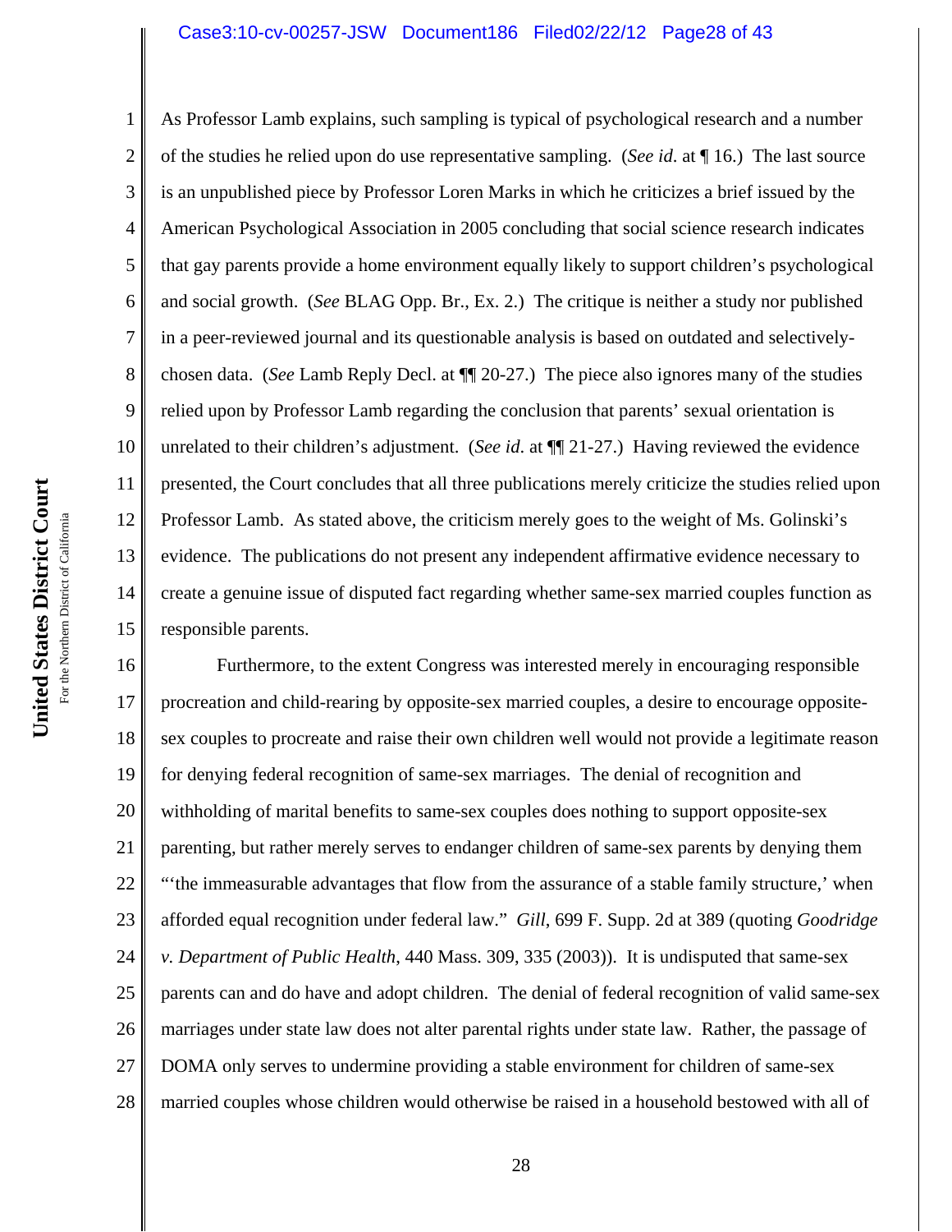As Professor Lamb explains, such sampling is typical of psychological research and a number of the studies he relied upon do use representative sampling. (*See id.* at ¶ 16.) The last source is an unpublished piece by Professor Loren Marks in which he criticizes a brief issued by the American Psychological Association in 2005 concluding that social science research indicates that gay parents provide a home environment equally likely to support children's psychological and social growth. (*See* BLAG Opp. Br., Ex. 2.) The critique is neither a study nor published in a peer-reviewed journal and its questionable analysis is based on outdated and selectively-chosen data. (*See* Lamb Reply Decl. at ¶¶ 20-27.) The piece also ignores many of the studies relied upon by Professor Lamb regarding the conclusion that parents' sexual orientation is unrelated to their children's adjustment. (*See id.* at ¶¶ 21-27.) Having reviewed the evidence presented, the Court concludes that all three publications merely criticize the studies relied upon Professor Lamb. As stated above, the criticism merely goes to the weight of Ms. Golinski's evidence. The publications do not present any independent affirmative evidence necessary to create a genuine issue of disputed fact regarding whether same-sex married couples function as responsible parents.

Furthermore, to the extent Congress was interested merely in encouraging responsible procreation and child-rearing by opposite-sex married couples, a desire to encourage opposite-sex couples to procreate and raise their own children well would not provide a legitimate reason for denying federal recognition of same-sex marriages. The denial of recognition and withholding of marital benefits to same-sex couples does nothing to support opposite-sex parenting, but rather merely serves to endanger children of same-sex parents by denying them "'the immeasurable advantages that flow from the assurance of a stable family structure,' when afforded equal recognition under federal law." *Gill*, 699 F. Supp. 2d at 389 (quoting *Goodridge v. Department of Public Health*, 440 Mass. 309, 335 (2003)). It is undisputed that same-sex parents can and do have and adopt children. The denial of federal recognition of valid same-sex marriages under state law does not alter parental rights under state law. Rather, the passage of DOMA only serves to undermine providing a stable environment for children of same-sex married couples whose children would otherwise be raised in a household bestowed with all of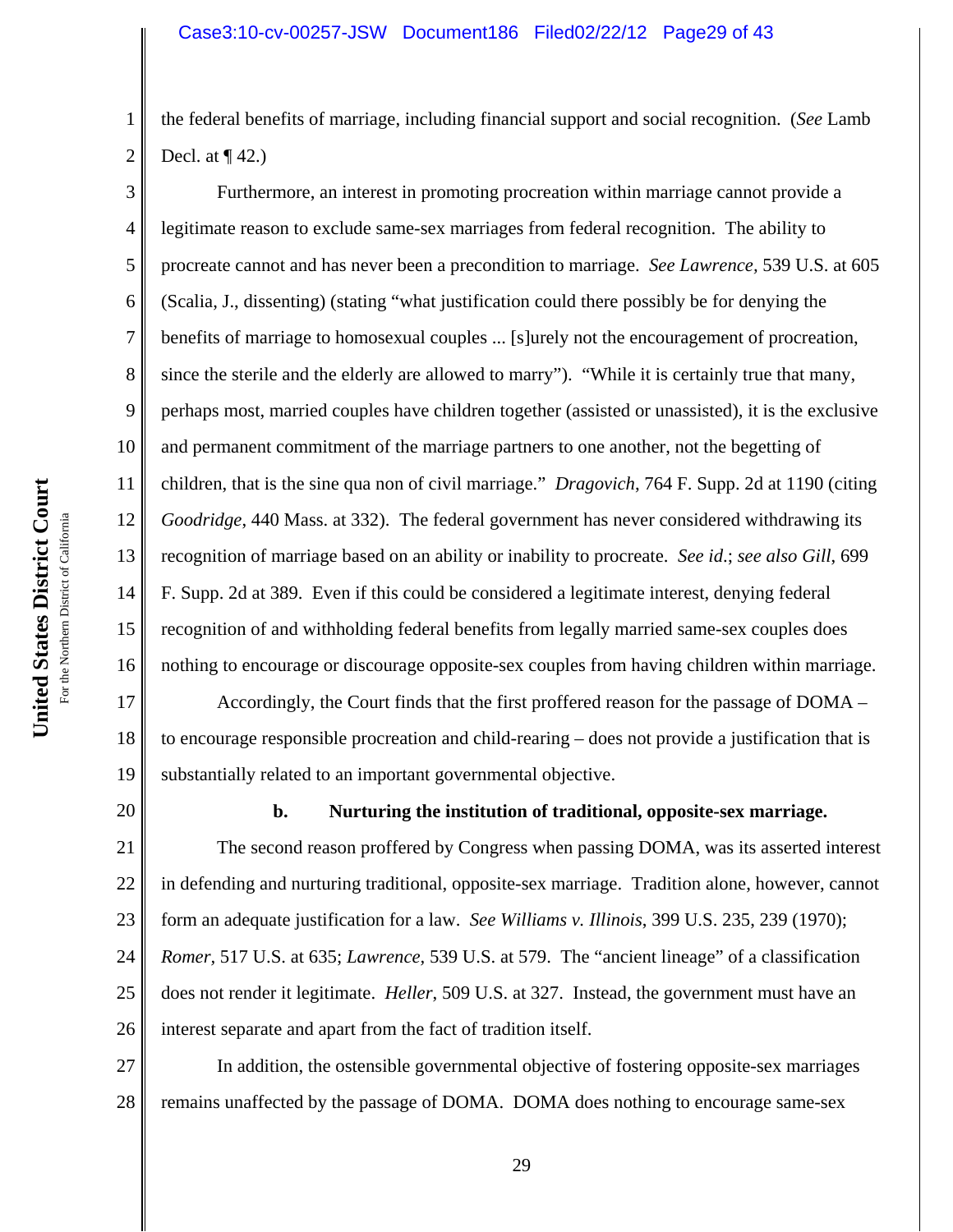the federal benefits of marriage, including financial support and social recognition. (*See* Lamb Decl. at ¶ 42.)

Furthermore, an interest in promoting procreation within marriage cannot provide a legitimate reason to exclude same-sex marriages from federal recognition. The ability to procreate cannot and has never been a precondition to marriage. *See Lawrence,* 539 U.S. at 605 (Scalia, J., dissenting) (stating "what justification could there possibly be for denying the benefits of marriage to homosexual couples ... [s]urely not the encouragement of procreation, since the sterile and the elderly are allowed to marry"). "While it is certainly true that many, perhaps most, married couples have children together (assisted or unassisted), it is the exclusive and permanent commitment of the marriage partners to one another, not the begetting of children, that is the sine qua non of civil marriage." *Dragovich*, 764 F. Supp. 2d at 1190 (citing *Goodridge*, 440 Mass. at 332). The federal government has never considered withdrawing its recognition of marriage based on an ability or inability to procreate. *See id.*; *see also Gill*, 699 F. Supp. 2d at 389. Even if this could be considered a legitimate interest, denying federal recognition of and withholding federal benefits from legally married same-sex couples does nothing to encourage or discourage opposite-sex couples from having children within marriage.

Accordingly, the Court finds that the first proffered reason for the passage of DOMA – to encourage responsible procreation and child-rearing – does not provide a justification that is substantially related to an important governmental objective.

**b. Nurturing the institution of traditional, opposite-sex marriage.**

The second reason proffered by Congress when passing DOMA, was its asserted interest in defending and nurturing traditional, opposite-sex marriage. Tradition alone, however, cannot form an adequate justification for a law. *See Williams v. Illinois*, 399 U.S. 235, 239 (1970); *Romer,* 517 U.S. at 635; *Lawrence,* 539 U.S. at 579. The "ancient lineage" of a classification does not render it legitimate. *Heller,* 509 U.S. at 327. Instead, the government must have an interest separate and apart from the fact of tradition itself.

In addition, the ostensible governmental objective of fostering opposite-sex marriages remains unaffected by the passage of DOMA. DOMA does nothing to encourage same-sex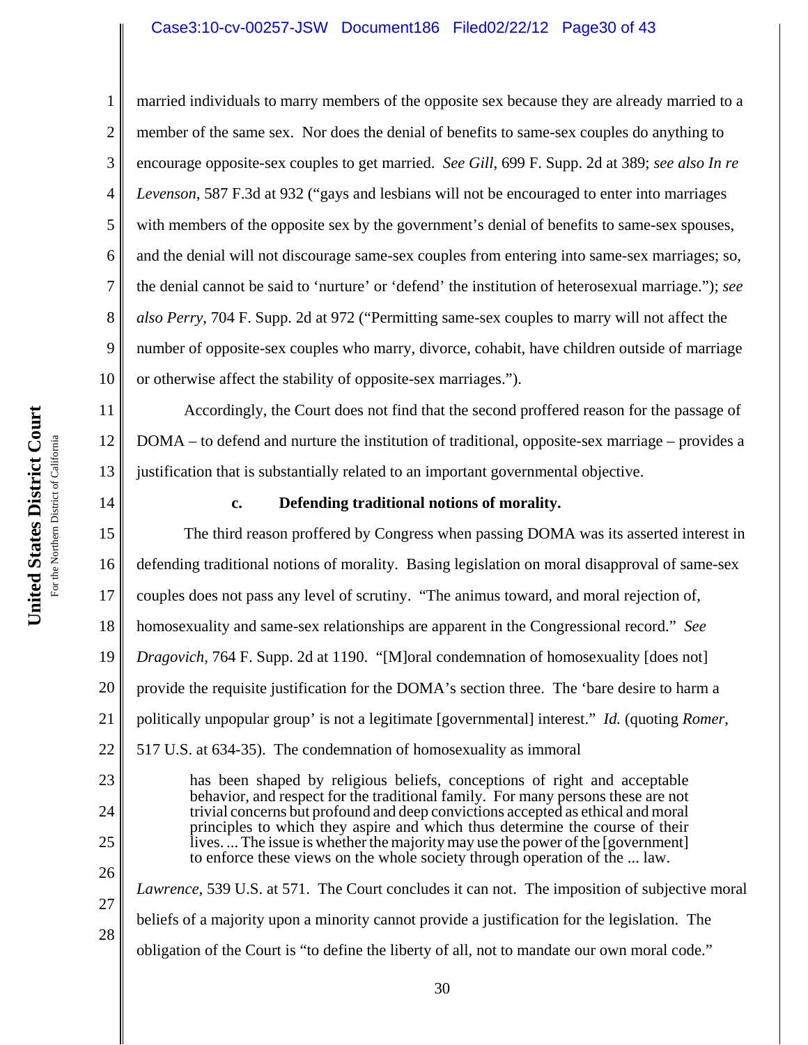married individuals to marry members of the opposite sex because they are already married to a member of the same sex. Nor does the denial of benefits to same-sex couples do anything to encourage opposite-sex couples to get married. *See Gill*, 699 F. Supp. 2d at 389; *see also In re Levenson*, 587 F.3d at 932 ("gays and lesbians will not be encouraged to enter into marriages with members of the opposite sex by the government's denial of benefits to same-sex spouses, and the denial will not discourage same-sex couples from entering into same-sex marriages; so, the denial cannot be said to 'nurture' or 'defend' the institution of heterosexual marriage."); *see also Perry*, 704 F. Supp. 2d at 972 ("Permitting same-sex couples to marry will not affect the number of opposite-sex couples who marry, divorce, cohabit, have children outside of marriage or otherwise affect the stability of opposite-sex marriages.").

Accordingly, the Court does not find that the second proffered reason for the passage of DOMA – to defend and nurture the institution of traditional, opposite-sex marriage – provides a justification that is substantially related to an important governmental objective.

**c. Defending traditional notions of morality.**

The third reason proffered by Congress when passing DOMA was its asserted interest in defending traditional notions of morality. Basing legislation on moral disapproval of same-sex couples does not pass any level of scrutiny. "The animus toward, and moral rejection of, homosexuality and same-sex relationships are apparent in the Congressional record." *See Dragovich*, 764 F. Supp. 2d at 1190. "[M]oral condemnation of homosexuality [does not] provide the requisite justification for the DOMA's section three. The 'bare desire to harm a politically unpopular group' is not a legitimate [governmental] interest." *Id.* (quoting *Romer*, 517 U.S. at 634-35). The condemnation of homosexuality as immoral

> has been shaped by religious beliefs, conceptions of right and acceptable behavior, and respect for the traditional family. For many persons these are not trivial concerns but profound and deep convictions accepted as ethical and moral principles to which they aspire and which thus determine the course of their lives. ... The issue is whether the majority may use the power of the [government] to enforce these views on the whole society through operation of the ... law.

*Lawrence*, 539 U.S. at 571. The Court concludes it can not. The imposition of subjective moral beliefs of a majority upon a minority cannot provide a justification for the legislation. The obligation of the Court is "to define the liberty of all, not to mandate our own moral code."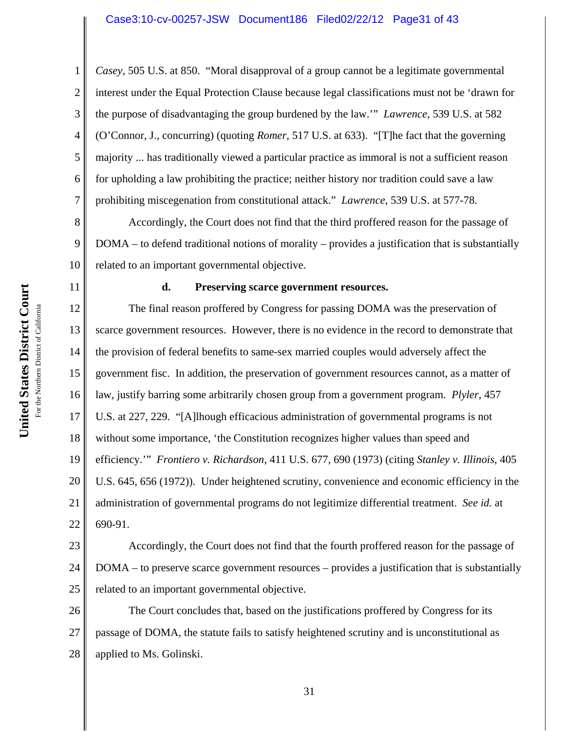*Casey*, 505 U.S. at 850. "Moral disapproval of a group cannot be a legitimate governmental interest under the Equal Protection Clause because legal classifications must not be 'drawn for the purpose of disadvantaging the group burdened by the law.'" *Lawrence*, 539 U.S. at 582 (O'Connor, J., concurring) (quoting *Romer*, 517 U.S. at 633). "[T]he fact that the governing majority ... has traditionally viewed a particular practice as immoral is not a sufficient reason for upholding a law prohibiting the practice; neither history nor tradition could save a law prohibiting miscegenation from constitutional attack." *Lawrence*, 539 U.S. at 577-78.

Accordingly, the Court does not find that the third proffered reason for the passage of DOMA – to defend traditional notions of morality – provides a justification that is substantially related to an important governmental objective.

**d. Preserving scarce government resources.**

The final reason proffered by Congress for passing DOMA was the preservation of scarce government resources. However, there is no evidence in the record to demonstrate that the provision of federal benefits to same-sex married couples would adversely affect the government fisc. In addition, the preservation of government resources cannot, as a matter of law, justify barring some arbitrarily chosen group from a government program. *Plyler*, 457 U.S. at 227, 229. "[A]lhough efficacious administration of governmental programs is not without some importance, 'the Constitution recognizes higher values than speed and efficiency.'" *Frontiero v. Richardson*, 411 U.S. 677, 690 (1973) (citing *Stanley v. Illinois*, 405 U.S. 645, 656 (1972)). Under heightened scrutiny, convenience and economic efficiency in the administration of governmental programs do not legitimize differential treatment. *See id.* at 690-91.

Accordingly, the Court does not find that the fourth proffered reason for the passage of DOMA – to preserve scarce government resources – provides a justification that is substantially related to an important governmental objective.

The Court concludes that, based on the justifications proffered by Congress for its passage of DOMA, the statute fails to satisfy heightened scrutiny and is unconstitutional as applied to Ms. Golinski.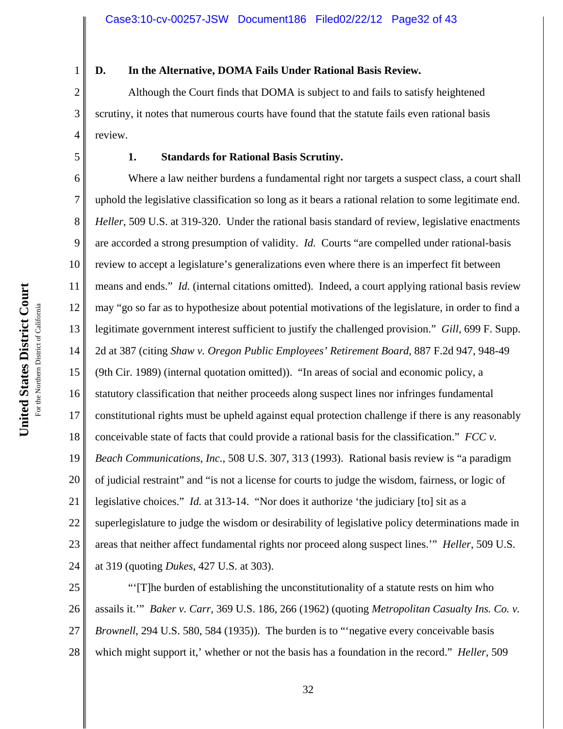**D. In the Alternative, DOMA Fails Under Rational Basis Review.**

Although the Court finds that DOMA is subject to and fails to satisfy heightened scrutiny, it notes that numerous courts have found that the statute fails even rational basis review.

**1. Standards for Rational Basis Scrutiny.**

Where a law neither burdens a fundamental right nor targets a suspect class, a court shall uphold the legislative classification so long as it bears a rational relation to some legitimate end. *Heller*, 509 U.S. at 319-320. Under the rational basis standard of review, legislative enactments are accorded a strong presumption of validity. *Id.* Courts "are compelled under rational-basis review to accept a legislature's generalizations even where there is an imperfect fit between means and ends." *Id.* (internal citations omitted). Indeed, a court applying rational basis review may "go so far as to hypothesize about potential motivations of the legislature, in order to find a legitimate government interest sufficient to justify the challenged provision." *Gill*, 699 F. Supp. 2d at 387 (citing *Shaw v. Oregon Public Employees' Retirement Board*, 887 F.2d 947, 948-49 (9th Cir. 1989) (internal quotation omitted)). "In areas of social and economic policy, a statutory classification that neither proceeds along suspect lines nor infringes fundamental constitutional rights must be upheld against equal protection challenge if there is any reasonably conceivable state of facts that could provide a rational basis for the classification." *FCC v. Beach Communications, Inc.*, 508 U.S. 307, 313 (1993). Rational basis review is "a paradigm of judicial restraint" and "is not a license for courts to judge the wisdom, fairness, or logic of legislative choices." *Id.* at 313-14. "Nor does it authorize 'the judiciary [to] sit as a superlegislature to judge the wisdom or desirability of legislative policy determinations made in areas that neither affect fundamental rights nor proceed along suspect lines.'" *Heller*, 509 U.S. at 319 (quoting *Dukes*, 427 U.S. at 303).

"'[T]he burden of establishing the unconstitutionality of a statute rests on him who assails it.'" *Baker v. Carr*, 369 U.S. 186, 266 (1962) (quoting *Metropolitan Casualty Ins. Co. v. Brownell*, 294 U.S. 580, 584 (1935)). The burden is to "'negative every conceivable basis which might support it,' whether or not the basis has a foundation in the record." *Heller*, 509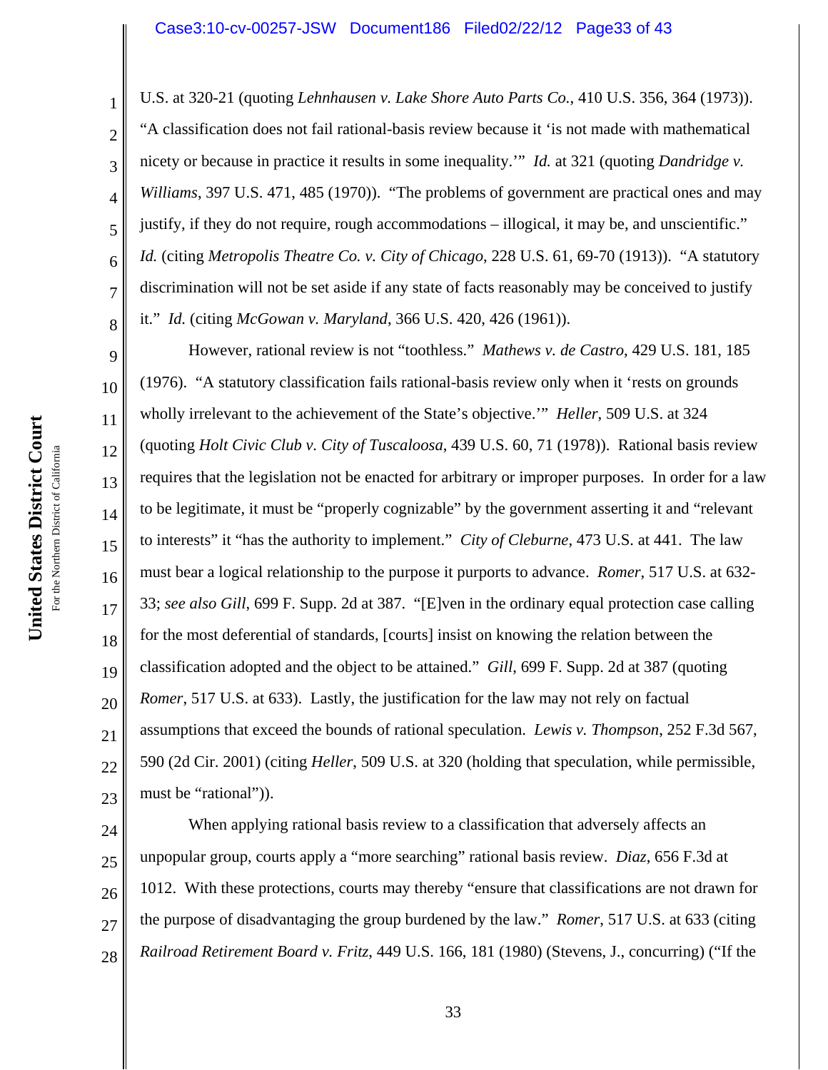U.S. at 320-21 (quoting *Lehnhausen v. Lake Shore Auto Parts Co.*, 410 U.S. 356, 364 (1973)). "A classification does not fail rational-basis review because it 'is not made with mathematical nicety or because in practice it results in some inequality.'" *Id.* at 321 (quoting *Dandridge v. Williams*, 397 U.S. 471, 485 (1970)). "The problems of government are practical ones and may justify, if they do not require, rough accommodations – illogical, it may be, and unscientific." *Id.* (citing *Metropolis Theatre Co. v. City of Chicago*, 228 U.S. 61, 69-70 (1913)). "A statutory discrimination will not be set aside if any state of facts reasonably may be conceived to justify it." *Id.* (citing *McGowan v. Maryland*, 366 U.S. 420, 426 (1961)).

However, rational review is not "toothless." *Mathews v. de Castro*, 429 U.S. 181, 185 (1976). "A statutory classification fails rational-basis review only when it 'rests on grounds wholly irrelevant to the achievement of the State's objective.'" *Heller*, 509 U.S. at 324 (quoting *Holt Civic Club v. City of Tuscaloosa*, 439 U.S. 60, 71 (1978)). Rational basis review requires that the legislation not be enacted for arbitrary or improper purposes. In order for a law to be legitimate, it must be "properly cognizable" by the government asserting it and "relevant to interests" it "has the authority to implement." *City of Cleburne*, 473 U.S. at 441. The law must bear a logical relationship to the purpose it purports to advance. *Romer*, 517 U.S. at 632-33; *see also Gill*, 699 F. Supp. 2d at 387. "[E]ven in the ordinary equal protection case calling for the most deferential of standards, [courts] insist on knowing the relation between the classification adopted and the object to be attained." *Gill*, 699 F. Supp. 2d at 387 (quoting *Romer*, 517 U.S. at 633). Lastly, the justification for the law may not rely on factual assumptions that exceed the bounds of rational speculation. *Lewis v. Thompson*, 252 F.3d 567, 590 (2d Cir. 2001) (citing *Heller*, 509 U.S. at 320 (holding that speculation, while permissible, must be "rational")).

When applying rational basis review to a classification that adversely affects an unpopular group, courts apply a "more searching" rational basis review. *Diaz*, 656 F.3d at 1012. With these protections, courts may thereby "ensure that classifications are not drawn for the purpose of disadvantaging the group burdened by the law." *Romer*, 517 U.S. at 633 (citing *Railroad Retirement Board v. Fritz*, 449 U.S. 166, 181 (1980) (Stevens, J., concurring) ("If the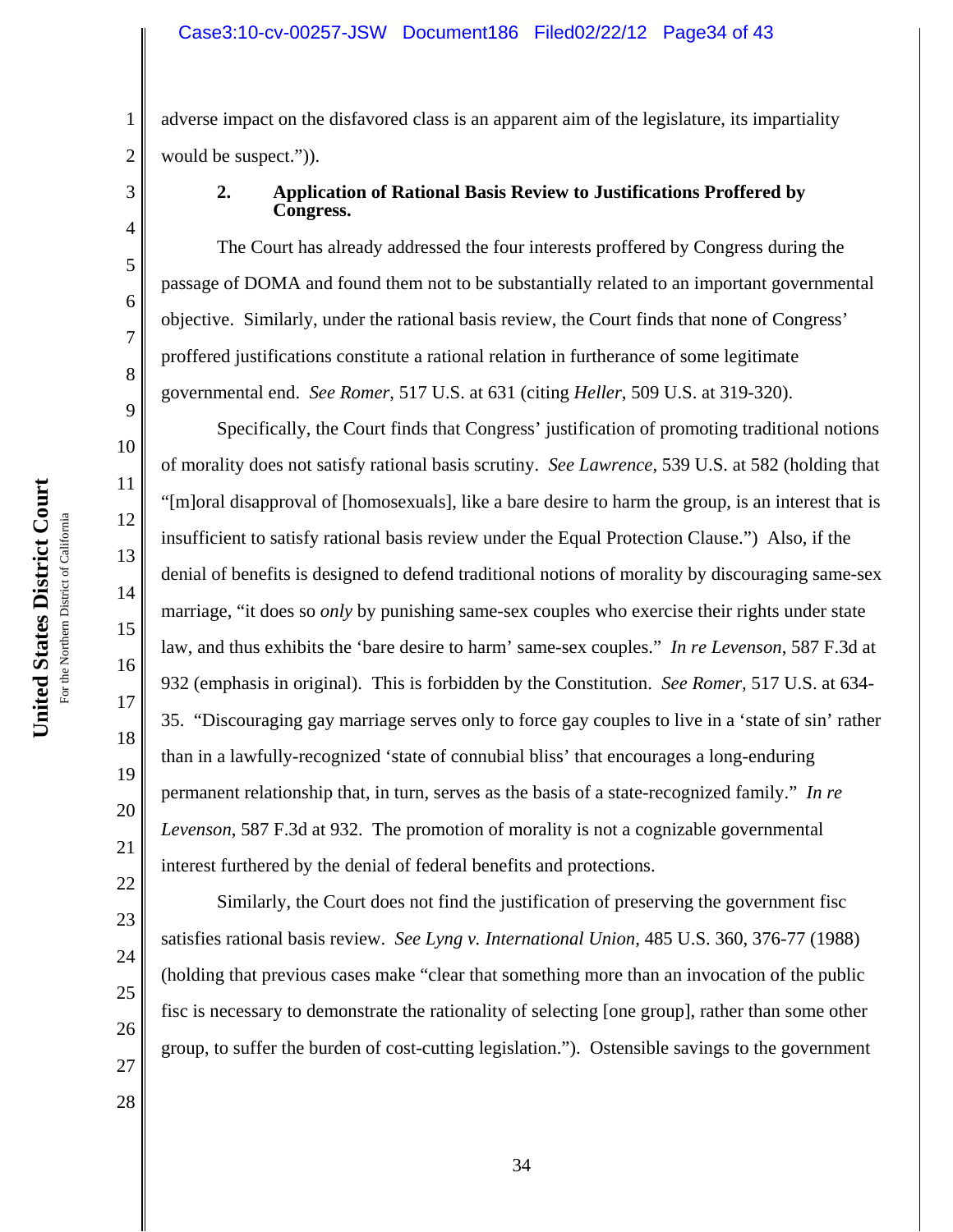adverse impact on the disfavored class is an apparent aim of the legislature, its impartiality would be suspect.")).

### 2. Application of Rational Basis Review to Justifications Proffered by Congress.

The Court has already addressed the four interests proffered by Congress during the passage of DOMA and found them not to be substantially related to an important governmental objective. Similarly, under the rational basis review, the Court finds that none of Congress' proffered justifications constitute a rational relation in furtherance of some legitimate governmental end. *See Romer*, 517 U.S. at 631 (citing *Heller*, 509 U.S. at 319-320).

Specifically, the Court finds that Congress' justification of promoting traditional notions of morality does not satisfy rational basis scrutiny. *See Lawrence*, 539 U.S. at 582 (holding that "[m]oral disapproval of [homosexuals], like a bare desire to harm the group, is an interest that is insufficient to satisfy rational basis review under the Equal Protection Clause.") Also, if the denial of benefits is designed to defend traditional notions of morality by discouraging same-sex marriage, "it does so *only* by punishing same-sex couples who exercise their rights under state law, and thus exhibits the 'bare desire to harm' same-sex couples." *In re Levenson*, 587 F.3d at 932 (emphasis in original). This is forbidden by the Constitution. *See Romer*, 517 U.S. at 634-35. "Discouraging gay marriage serves only to force gay couples to live in a 'state of sin' rather than in a lawfully-recognized 'state of connubial bliss' that encourages a long-enduring permanent relationship that, in turn, serves as the basis of a state-recognized family." *In re Levenson*, 587 F.3d at 932. The promotion of morality is not a cognizable governmental interest furthered by the denial of federal benefits and protections.

Similarly, the Court does not find the justification of preserving the government fisc satisfies rational basis review. *See Lyng v. International Union*, 485 U.S. 360, 376-77 (1988) (holding that previous cases make "clear that something more than an invocation of the public fisc is necessary to demonstrate the rationality of selecting [one group], rather than some other group, to suffer the burden of cost-cutting legislation."). Ostensible savings to the government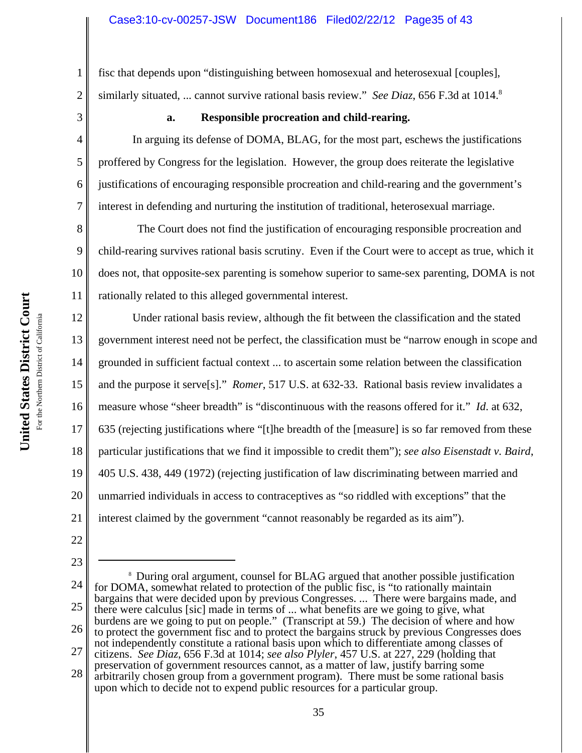fisc that depends upon "distinguishing between homosexual and heterosexual [couples], similarly situated, ... cannot survive rational basis review." *See Diaz*, 656 F.3d at 1014.[8]

**a. Responsible procreation and child-rearing.**

In arguing its defense of DOMA, BLAG, for the most part, eschews the justifications proffered by Congress for the legislation. However, the group does reiterate the legislative justifications of encouraging responsible procreation and child-rearing and the government's interest in defending and nurturing the institution of traditional, heterosexual marriage.

The Court does not find the justification of encouraging responsible procreation and child-rearing survives rational basis scrutiny. Even if the Court were to accept as true, which it does not, that opposite-sex parenting is somehow superior to same-sex parenting, DOMA is not rationally related to this alleged governmental interest.

Under rational basis review, although the fit between the classification and the stated government interest need not be perfect, the classification must be "narrow enough in scope and grounded in sufficient factual context ... to ascertain some relation between the classification and the purpose it serve[s]." *Romer*, 517 U.S. at 632-33. Rational basis review invalidates a measure whose "sheer breadth" is "discontinuous with the reasons offered for it." *Id.* at 632, 635 (rejecting justifications where "[t]he breadth of the [measure] is so far removed from these particular justifications that we find it impossible to credit them"); *see also Eisenstadt v. Baird*, 405 U.S. 438, 449 (1972) (rejecting justification of law discriminating between married and unmarried individuals in access to contraceptives as "so riddled with exceptions" that the interest claimed by the government "cannot reasonably be regarded as its aim").

---

[8] During oral argument, counsel for BLAG argued that another possible justification for DOMA, somewhat related to protection of the public fisc, is "to rationally maintain bargains that were decided upon by previous Congresses. ... There were bargains made, and there were calculus [sic] made in terms of ... what benefits are we going to give, what burdens are we going to put on people." (Transcript at 59.) The decision of where and how to protect the government fisc and to protect the bargains struck by previous Congresses does not independently constitute a rational basis upon which to differentiate among classes of citizens. *See Diaz*, 656 F.3d at 1014; *see also Plyler*, 457 U.S. at 227, 229 (holding that preservation of government resources cannot, as a matter of law, justify barring some arbitrarily chosen group from a government program). There must be some rational basis upon which to decide not to expend public resources for a particular group.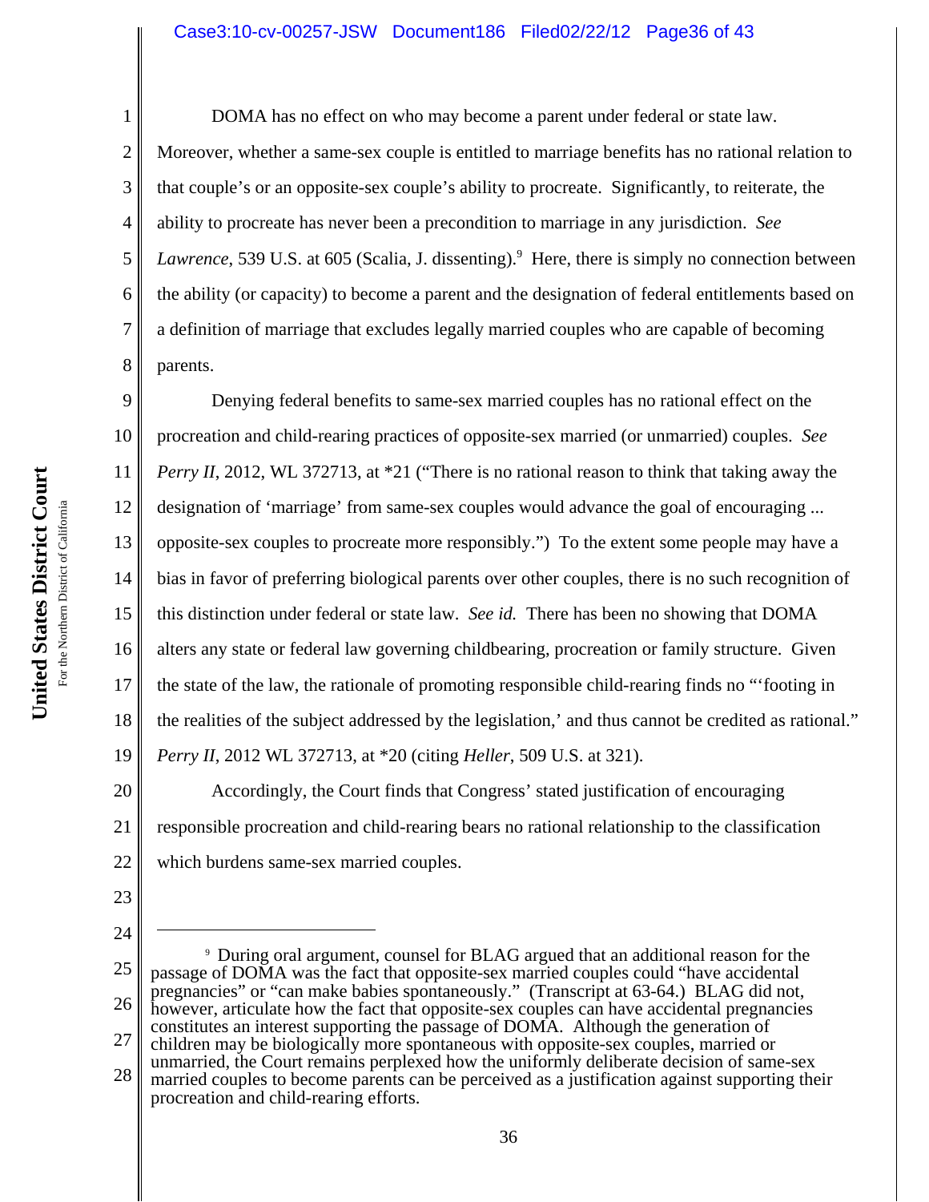DOMA has no effect on who may become a parent under federal or state law. Moreover, whether a same-sex couple is entitled to marriage benefits has no rational relation to that couple's or an opposite-sex couple's ability to procreate. Significantly, to reiterate, the ability to procreate has never been a precondition to marriage in any jurisdiction. *See Lawrence*, 539 U.S. at 605 (Scalia, J. dissenting).[9] Here, there is simply no connection between the ability (or capacity) to become a parent and the designation of federal entitlements based on a definition of marriage that excludes legally married couples who are capable of becoming parents.

Denying federal benefits to same-sex married couples has no rational effect on the procreation and child-rearing practices of opposite-sex married (or unmarried) couples. *See Perry II*, 2012, WL 372713, at *21 ("There is no rational reason to think that taking away the designation of 'marriage' from same-sex couples would advance the goal of encouraging ... opposite-sex couples to procreate more responsibly.") To the extent some people may have a bias in favor of preferring biological parents over other couples, there is no such recognition of this distinction under federal or state law. *See id.* There has been no showing that DOMA alters any state or federal law governing childbearing, procreation or family structure. Given the state of the law, the rationale of promoting responsible child-rearing finds no "'footing in the realities of the subject addressed by the legislation,' and thus cannot be credited as rational." *Perry II*, 2012 WL 372713, at *20 (citing *Heller*, 509 U.S. at 321).

Accordingly, the Court finds that Congress' stated justification of encouraging responsible procreation and child-rearing bears no rational relationship to the classification which burdens same-sex married couples.

---

[9] During oral argument, counsel for BLAG argued that an additional reason for the passage of DOMA was the fact that opposite-sex married couples could "have accidental pregnancies" or "can make babies spontaneously." (Transcript at 63-64.) BLAG did not, however, articulate how the fact that opposite-sex couples can have accidental pregnancies constitutes an interest supporting the passage of DOMA. Although the generation of children may be biologically more spontaneous with opposite-sex couples, married or unmarried, the Court remains perplexed how the uniformly deliberate decision of same-sex married couples to become parents can be perceived as a justification against supporting their procreation and child-rearing efforts.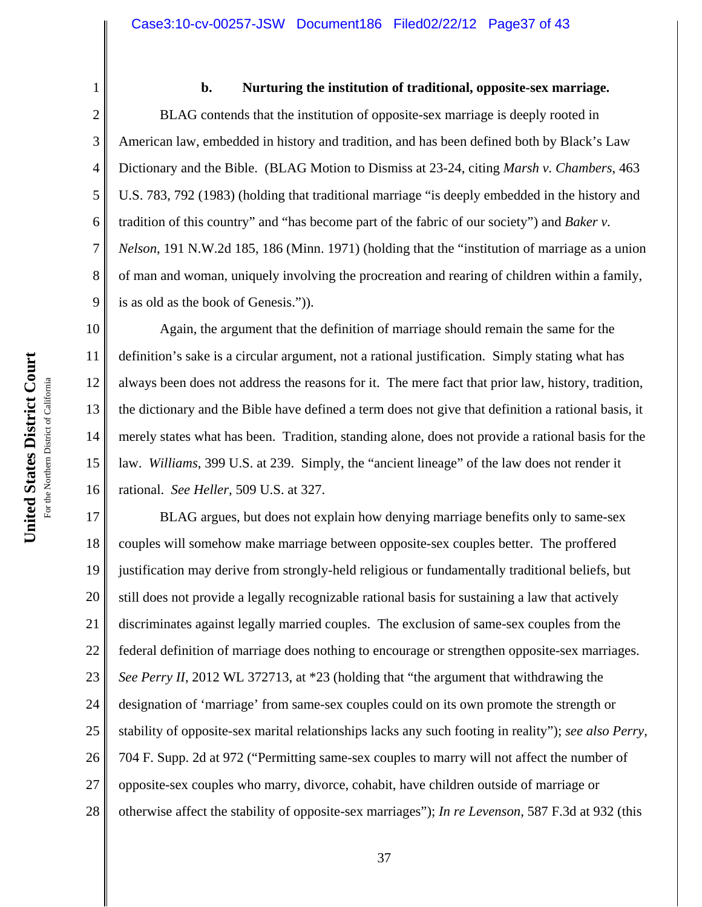### b. Nurturing the institution of traditional, opposite-sex marriage.

BLAG contends that the institution of opposite-sex marriage is deeply rooted in American law, embedded in history and tradition, and has been defined both by Black's Law Dictionary and the Bible. (BLAG Motion to Dismiss at 23-24, citing *Marsh v. Chambers*, 463 U.S. 783, 792 (1983) (holding that traditional marriage "is deeply embedded in the history and tradition of this country" and "has become part of the fabric of our society") and *Baker v. Nelson*, 191 N.W.2d 185, 186 (Minn. 1971) (holding that the "institution of marriage as a union of man and woman, uniquely involving the procreation and rearing of children within a family, is as old as the book of Genesis.")).

Again, the argument that the definition of marriage should remain the same for the definition's sake is a circular argument, not a rational justification. Simply stating what has always been does not address the reasons for it. The mere fact that prior law, history, tradition, the dictionary and the Bible have defined a term does not give that definition a rational basis, it merely states what has been. Tradition, standing alone, does not provide a rational basis for the law. *Williams*, 399 U.S. at 239. Simply, the "ancient lineage" of the law does not render it rational. *See Heller*, 509 U.S. at 327.

BLAG argues, but does not explain how denying marriage benefits only to same-sex couples will somehow make marriage between opposite-sex couples better. The proffered justification may derive from strongly-held religious or fundamentally traditional beliefs, but still does not provide a legally recognizable rational basis for sustaining a law that actively discriminates against legally married couples. The exclusion of same-sex couples from the federal definition of marriage does nothing to encourage or strengthen opposite-sex marriages. *See Perry II*, 2012 WL 372713, at *23 (holding that "the argument that withdrawing the designation of 'marriage' from same-sex couples could on its own promote the strength or stability of opposite-sex marital relationships lacks any such footing in reality"); *see also Perry*, 704 F. Supp. 2d at 972 ("Permitting same-sex couples to marry will not affect the number of opposite-sex couples who marry, divorce, cohabit, have children outside of marriage or otherwise affect the stability of opposite-sex marriages"); *In re Levenson*, 587 F.3d at 932 (this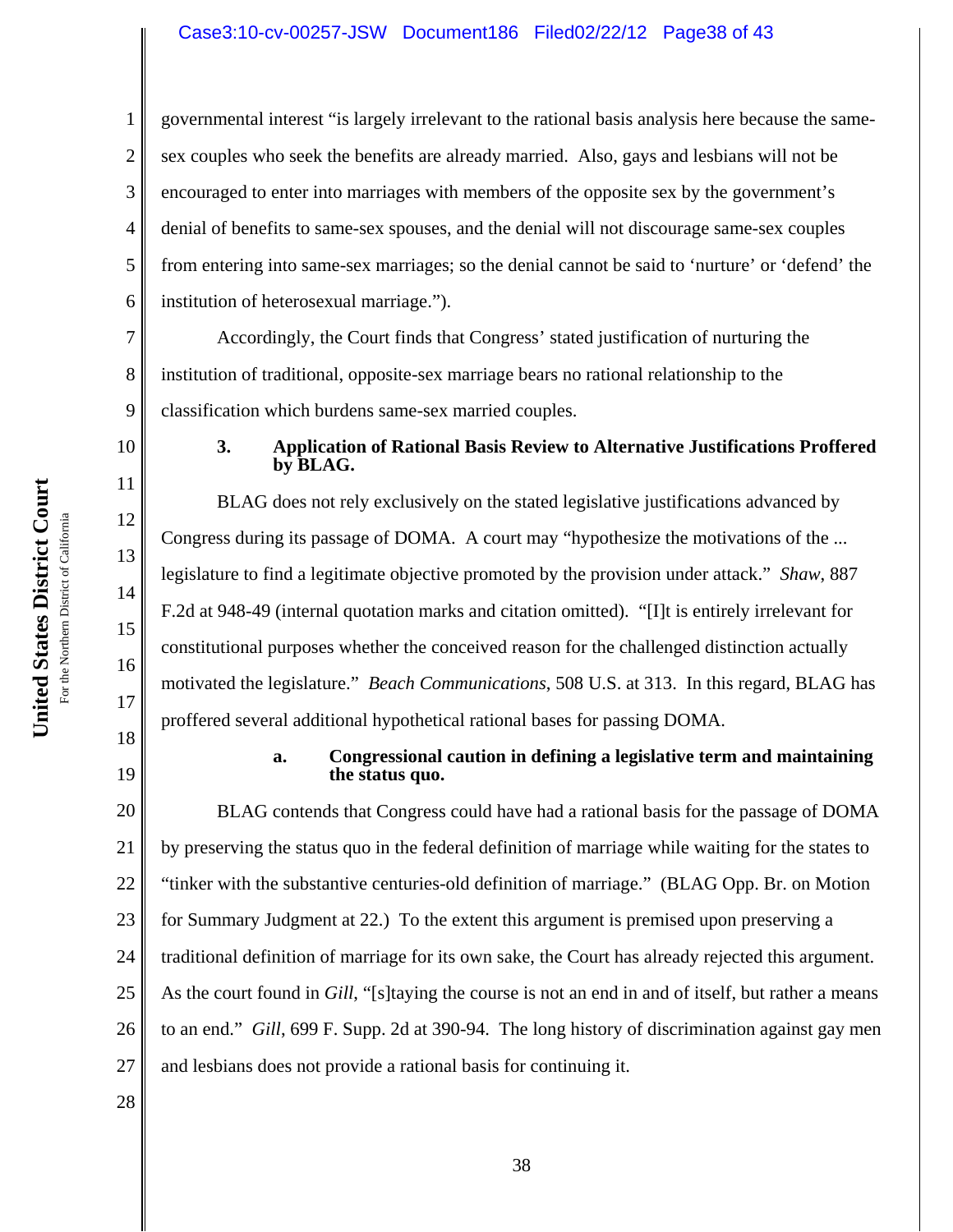governmental interest "is largely irrelevant to the rational basis analysis here because the same-sex couples who seek the benefits are already married. Also, gays and lesbians will not be encouraged to enter into marriages with members of the opposite sex by the government's denial of benefits to same-sex spouses, and the denial will not discourage same-sex couples from entering into same-sex marriages; so the denial cannot be said to 'nurture' or 'defend' the institution of heterosexual marriage.").

Accordingly, the Court finds that Congress' stated justification of nurturing the institution of traditional, opposite-sex marriage bears no rational relationship to the classification which burdens same-sex married couples.

### 3. Application of Rational Basis Review to Alternative Justifications Proffered by BLAG.

BLAG does not rely exclusively on the stated legislative justifications advanced by Congress during its passage of DOMA. A court may "hypothesize the motivations of the ... legislature to find a legitimate objective promoted by the provision under attack." *Shaw*, 887 F.2d at 948-49 (internal quotation marks and citation omitted). "[I]t is entirely irrelevant for constitutional purposes whether the conceived reason for the challenged distinction actually motivated the legislature." *Beach Communications*, 508 U.S. at 313. In this regard, BLAG has proffered several additional hypothetical rational bases for passing DOMA.

#### a. Congressional caution in defining a legislative term and maintaining the status quo.

BLAG contends that Congress could have had a rational basis for the passage of DOMA by preserving the status quo in the federal definition of marriage while waiting for the states to "tinker with the substantive centuries-old definition of marriage." (BLAG Opp. Br. on Motion for Summary Judgment at 22.) To the extent this argument is premised upon preserving a traditional definition of marriage for its own sake, the Court has already rejected this argument. As the court found in *Gill*, "[s]taying the course is not an end in and of itself, but rather a means to an end." *Gill*, 699 F. Supp. 2d at 390-94. The long history of discrimination against gay men and lesbians does not provide a rational basis for continuing it.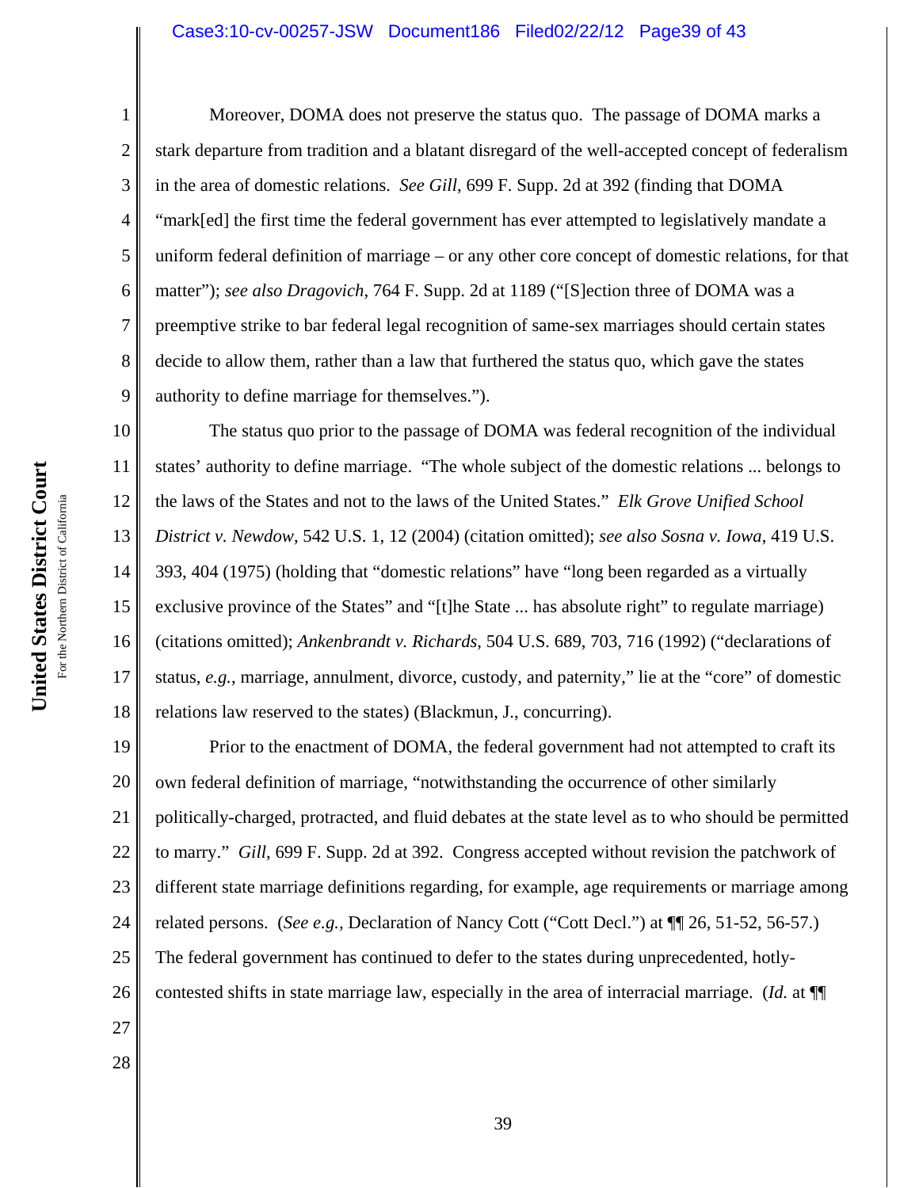Moreover, DOMA does not preserve the status quo. The passage of DOMA marks a stark departure from tradition and a blatant disregard of the well-accepted concept of federalism in the area of domestic relations. *See Gill*, 699 F. Supp. 2d at 392 (finding that DOMA "mark[ed] the first time the federal government has ever attempted to legislatively mandate a uniform federal definition of marriage – or any other core concept of domestic relations, for that matter"); *see also Dragovich*, 764 F. Supp. 2d at 1189 ("[S]ection three of DOMA was a preemptive strike to bar federal legal recognition of same-sex marriages should certain states decide to allow them, rather than a law that furthered the status quo, which gave the states authority to define marriage for themselves.").

The status quo prior to the passage of DOMA was federal recognition of the individual states' authority to define marriage. "The whole subject of the domestic relations ... belongs to the laws of the States and not to the laws of the United States." *Elk Grove Unified School District v. Newdow*, 542 U.S. 1, 12 (2004) (citation omitted); *see also Sosna v. Iowa*, 419 U.S. 393, 404 (1975) (holding that "domestic relations" have "long been regarded as a virtually exclusive province of the States" and "[t]he State ... has absolute right" to regulate marriage) (citations omitted); *Ankenbrandt v. Richards*, 504 U.S. 689, 703, 716 (1992) ("declarations of status, *e.g.*, marriage, annulment, divorce, custody, and paternity," lie at the "core" of domestic relations law reserved to the states) (Blackmun, J., concurring).

Prior to the enactment of DOMA, the federal government had not attempted to craft its own federal definition of marriage, "notwithstanding the occurrence of other similarly politically-charged, protracted, and fluid debates at the state level as to who should be permitted to marry." *Gill*, 699 F. Supp. 2d at 392. Congress accepted without revision the patchwork of different state marriage definitions regarding, for example, age requirements or marriage among related persons. (*See e.g.*, Declaration of Nancy Cott ("Cott Decl.") at ¶¶ 26, 51-52, 56-57.) The federal government has continued to defer to the states during unprecedented, hotly-contested shifts in state marriage law, especially in the area of interracial marriage. (*Id.* at ¶¶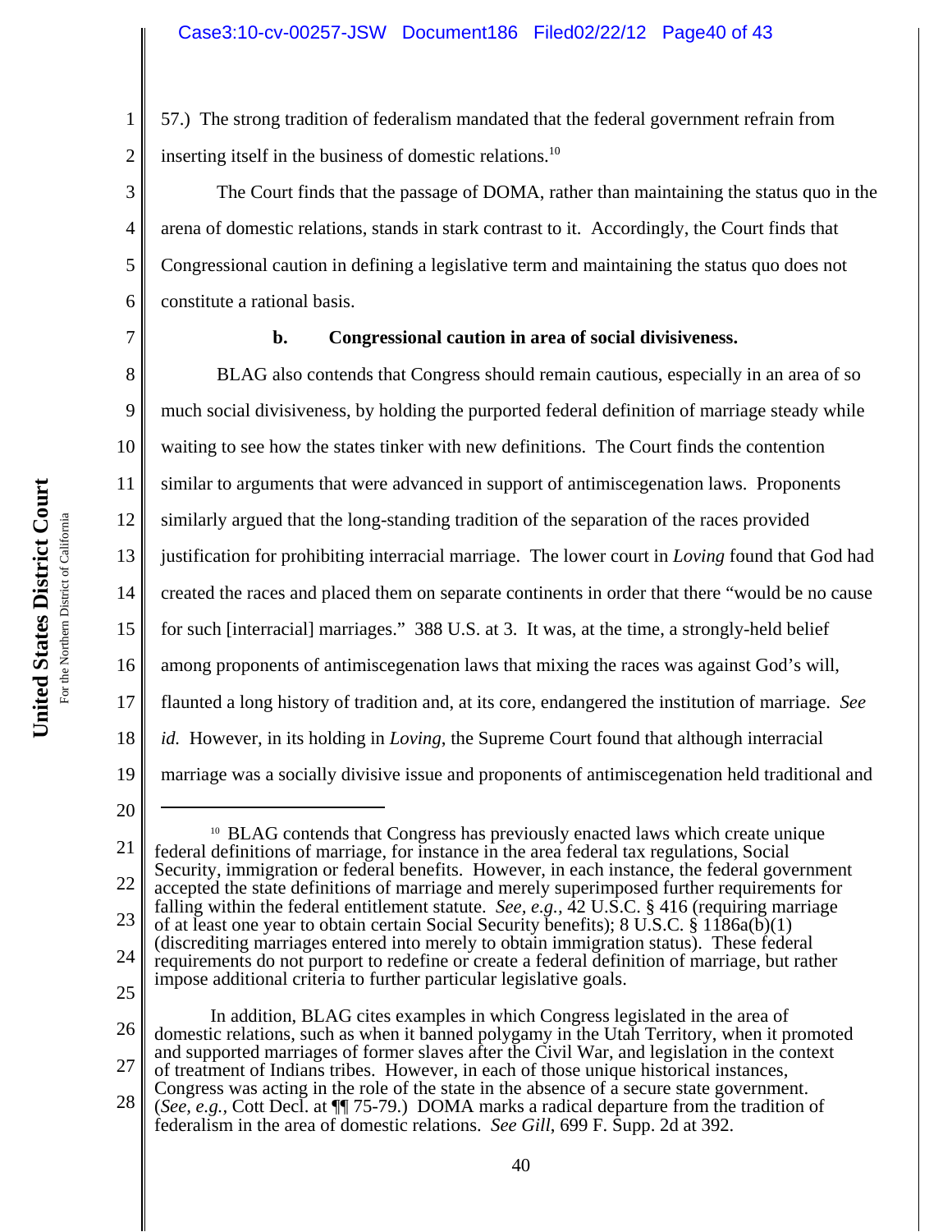57.) The strong tradition of federalism mandated that the federal government refrain from inserting itself in the business of domestic relations.[10]

The Court finds that the passage of DOMA, rather than maintaining the status quo in the arena of domestic relations, stands in stark contrast to it. Accordingly, the Court finds that Congressional caution in defining a legislative term and maintaining the status quo does not constitute a rational basis.

**b. Congressional caution in area of social divisiveness.**

BLAG also contends that Congress should remain cautious, especially in an area of so much social divisiveness, by holding the purported federal definition of marriage steady while waiting to see how the states tinker with new definitions. The Court finds the contention similar to arguments that were advanced in support of antimiscegenation laws. Proponents similarly argued that the long-standing tradition of the separation of the races provided justification for prohibiting interracial marriage. The lower court in *Loving* found that God had created the races and placed them on separate continents in order that there "would be no cause for such [interracial] marriages." 388 U.S. at 3. It was, at the time, a strongly-held belief among proponents of antimiscegenation laws that mixing the races was against God's will, flaunted a long history of tradition and, at its core, endangered the institution of marriage. *See id.* However, in its holding in *Loving*, the Supreme Court found that although interracial marriage was a socially divisive issue and proponents of antimiscegenation held traditional and

---

[10] BLAG contends that Congress has previously enacted laws which create unique federal definitions of marriage, for instance in the area federal tax regulations, Social Security, immigration or federal benefits. However, in each instance, the federal government accepted the state definitions of marriage and merely superimposed further requirements for falling within the federal entitlement statute. *See, e.g.,* 42 U.S.C. § 416 (requiring marriage of at least one year to obtain certain Social Security benefits); 8 U.S.C. § 1186a(b)(1) (discrediting marriages entered into merely to obtain immigration status). These federal requirements do not purport to redefine or create a federal definition of marriage, but rather impose additional criteria to further particular legislative goals.

In addition, BLAG cites examples in which Congress legislated in the area of domestic relations, such as when it banned polygamy in the Utah Territory, when it promoted and supported marriages of former slaves after the Civil War, and legislation in the context of treatment of Indians tribes. However, in each of those unique historical instances, Congress was acting in the role of the state in the absence of a secure state government. (*See, e.g.,* Cott Decl. at ¶¶ 75-79.) DOMA marks a radical departure from the tradition of federalism in the area of domestic relations. *See Gill*, 699 F. Supp. 2d at 392.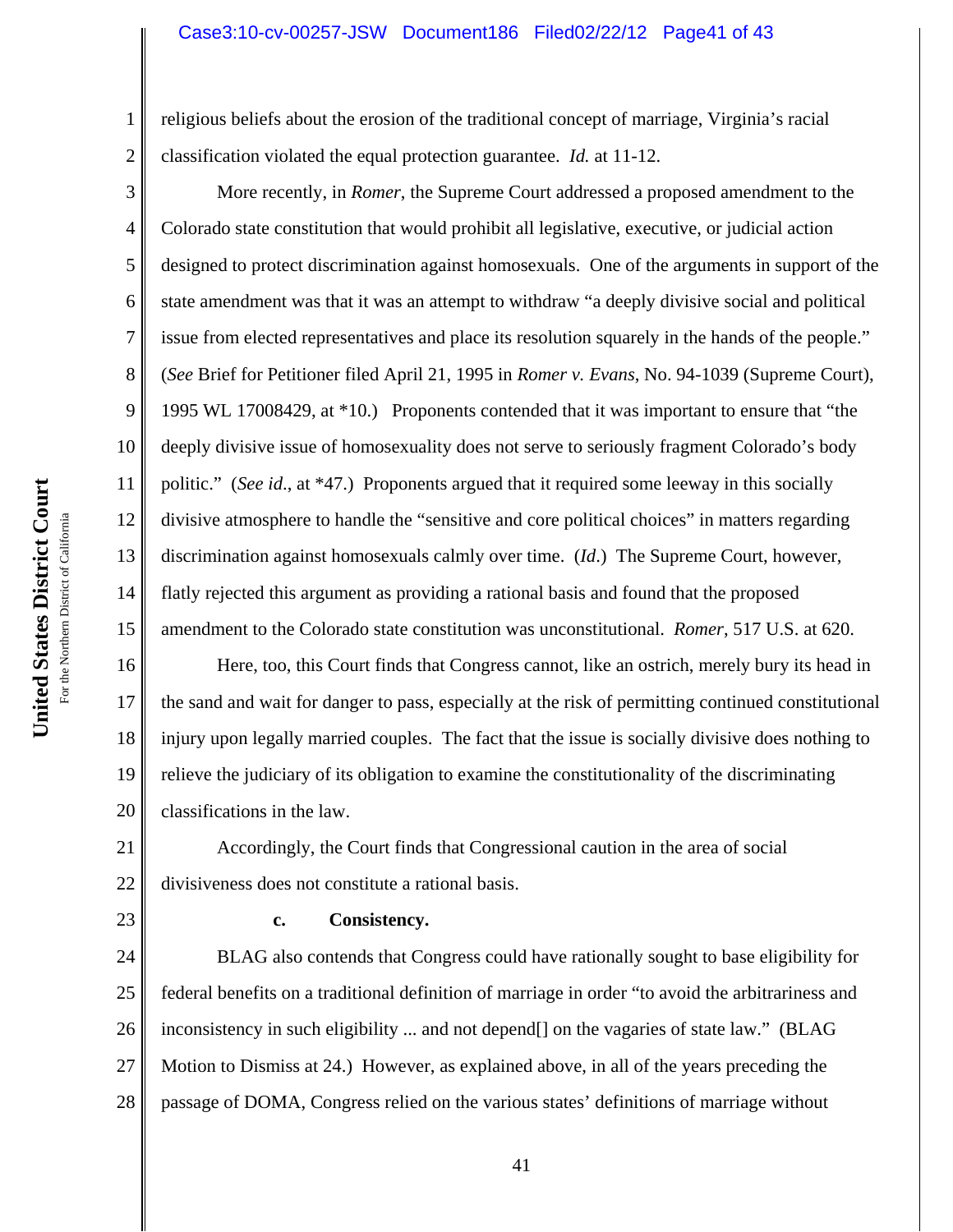religious beliefs about the erosion of the traditional concept of marriage, Virginia's racial classification violated the equal protection guarantee. *Id.* at 11-12.

More recently, in *Romer*, the Supreme Court addressed a proposed amendment to the Colorado state constitution that would prohibit all legislative, executive, or judicial action designed to protect discrimination against homosexuals. One of the arguments in support of the state amendment was that it was an attempt to withdraw "a deeply divisive social and political issue from elected representatives and place its resolution squarely in the hands of the people." (*See* Brief for Petitioner filed April 21, 1995 in *Romer v. Evans*, No. 94-1039 (Supreme Court), 1995 WL 17008429, at *10.) Proponents contended that it was important to ensure that "the deeply divisive issue of homosexuality does not serve to seriously fragment Colorado's body politic." (*See id.*, at *47.) Proponents argued that it required some leeway in this socially divisive atmosphere to handle the "sensitive and core political choices" in matters regarding discrimination against homosexuals calmly over time. (*Id*.) The Supreme Court, however, flatly rejected this argument as providing a rational basis and found that the proposed amendment to the Colorado state constitution was unconstitutional. *Romer*, 517 U.S. at 620.

Here, too, this Court finds that Congress cannot, like an ostrich, merely bury its head in the sand and wait for danger to pass, especially at the risk of permitting continued constitutional injury upon legally married couples. The fact that the issue is socially divisive does nothing to relieve the judiciary of its obligation to examine the constitutionality of the discriminating classifications in the law.

Accordingly, the Court finds that Congressional caution in the area of social divisiveness does not constitute a rational basis.

**c. Consistency.**

BLAG also contends that Congress could have rationally sought to base eligibility for federal benefits on a traditional definition of marriage in order "to avoid the arbitrariness and inconsistency in such eligibility ... and not depend[] on the vagaries of state law." (BLAG Motion to Dismiss at 24.) However, as explained above, in all of the years preceding the passage of DOMA, Congress relied on the various states' definitions of marriage without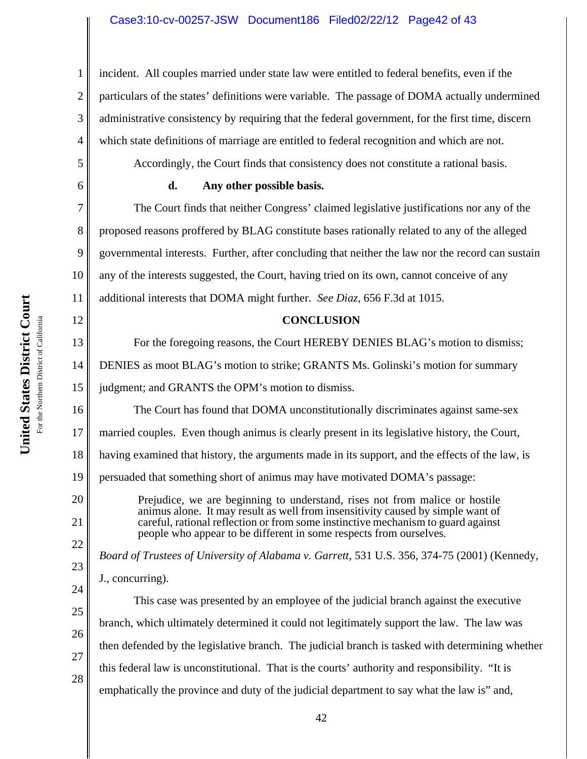incident. All couples married under state law were entitled to federal benefits, even if the particulars of the states' definitions were variable. The passage of DOMA actually undermined administrative consistency by requiring that the federal government, for the first time, discern which state definitions of marriage are entitled to federal recognition and which are not.

Accordingly, the Court finds that consistency does not constitute a rational basis.

**d. Any other possible basis.**

The Court finds that neither Congress' claimed legislative justifications nor any of the proposed reasons proffered by BLAG constitute bases rationally related to any of the alleged governmental interests. Further, after concluding that neither the law nor the record can sustain any of the interests suggested, the Court, having tried on its own, cannot conceive of any additional interests that DOMA might further. *See Diaz*, 656 F.3d at 1015.

**CONCLUSION**

For the foregoing reasons, the Court HEREBY DENIES BLAG's motion to dismiss; DENIES as moot BLAG's motion to strike; GRANTS Ms. Golinski's motion for summary judgment; and GRANTS the OPM's motion to dismiss.

The Court has found that DOMA unconstitutionally discriminates against same-sex married couples. Even though animus is clearly present in its legislative history, the Court, having examined that history, the arguments made in its support, and the effects of the law, is persuaded that something short of animus may have motivated DOMA's passage:

> Prejudice, we are beginning to understand, rises not from malice or hostile animus alone. It may result as well from insensitivity caused by simple want of careful, rational reflection or from some instinctive mechanism to guard against people who appear to be different in some respects from ourselves.

*Board of Trustees of University of Alabama v. Garrett*, 531 U.S. 356, 374-75 (2001) (Kennedy, J., concurring).

This case was presented by an employee of the judicial branch against the executive branch, which ultimately determined it could not legitimately support the law. The law was then defended by the legislative branch. The judicial branch is tasked with determining whether this federal law is unconstitutional. That is the courts' authority and responsibility. "It is emphatically the province and duty of the judicial department to say what the law is" and,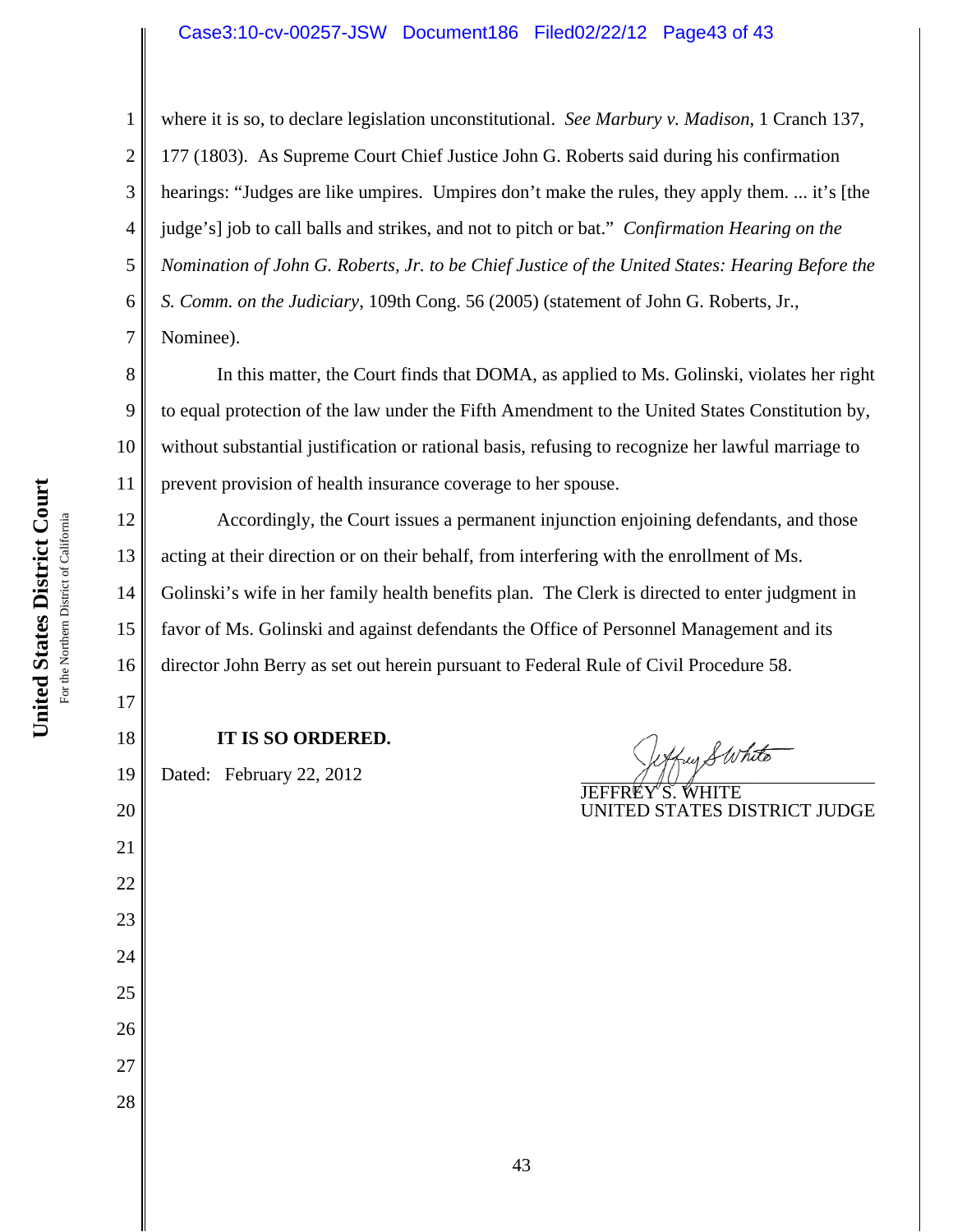where it is so, to declare legislation unconstitutional. *See Marbury v. Madison*, 1 Cranch 137, 177 (1803). As Supreme Court Chief Justice John G. Roberts said during his confirmation hearings: "Judges are like umpires. Umpires don't make the rules, they apply them. ... it's [the judge's] job to call balls and strikes, and not to pitch or bat." *Confirmation Hearing on the Nomination of John G. Roberts, Jr. to be Chief Justice of the United States: Hearing Before the S. Comm. on the Judiciary*, 109th Cong. 56 (2005) (statement of John G. Roberts, Jr., Nominee).

In this matter, the Court finds that DOMA, as applied to Ms. Golinski, violates her right to equal protection of the law under the Fifth Amendment to the United States Constitution by, without substantial justification or rational basis, refusing to recognize her lawful marriage to prevent provision of health insurance coverage to her spouse.

Accordingly, the Court issues a permanent injunction enjoining defendants, and those acting at their direction or on their behalf, from interfering with the enrollment of Ms. Golinski's wife in her family health benefits plan. The Clerk is directed to enter judgment in favor of Ms. Golinski and against defendants the Office of Personnel Management and its director John Berry as set out herein pursuant to Federal Rule of Civil Procedure 58.

**IT IS SO ORDERED.**

Dated: February 22, 2012

JEFFREY S. WHITE
UNITED STATES DISTRICT JUDGE